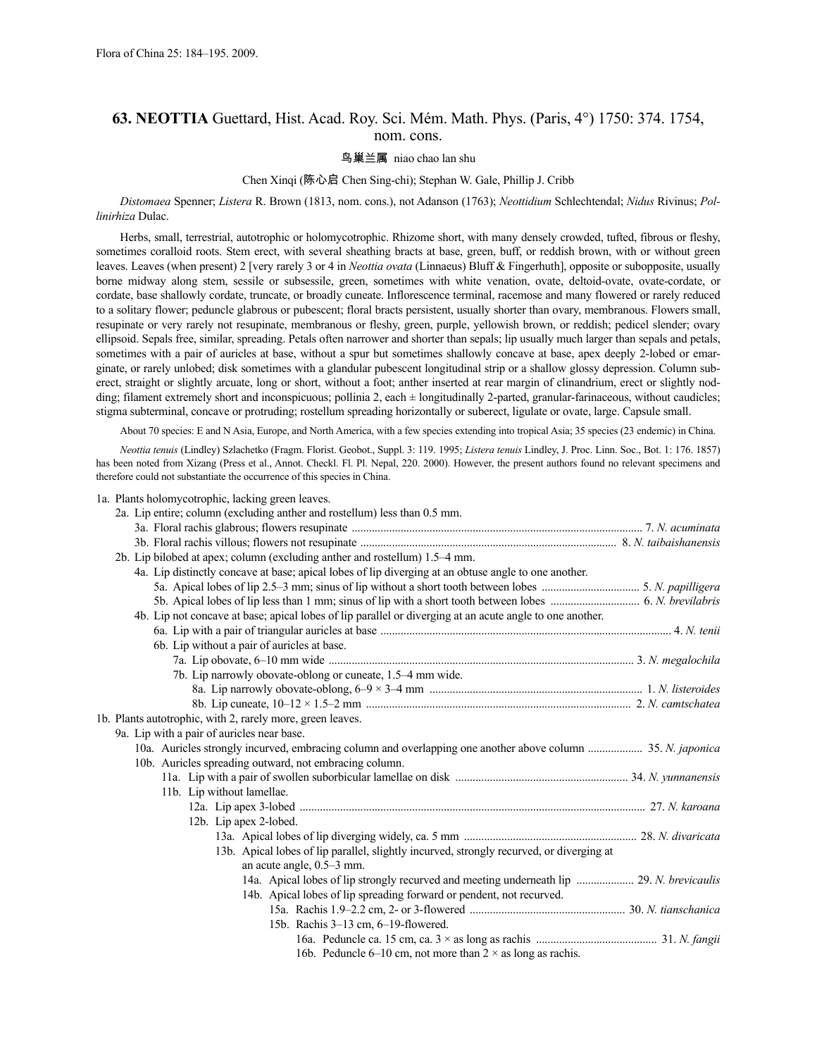Flora of China 25: 184–195. 2009.

# 63. NEOTTIA Guettard, Hist. Acad. Roy. Sci. Mém. Math. Phys. (Paris, 4°) 1750: 374. 1754, nom. cons.

鸟巢兰属 niao chao lan shu

Chen Xinqi (陈心启 Chen Sing-chi); Stephan W. Gale, Phillip J. Cribb

*Distomaea* Spenner; *Listera* R. Brown (1813, nom. cons.), not Adanson (1763); *Neottidium* Schlechtendal; *Nidus* Rivinus; *Pollinirhiza* Dulac.

Herbs, small, terrestrial, autotrophic or holomycotrophic. Rhizome short, with many densely crowded, tufted, fibrous or fleshy, sometimes coralloid roots. Stem erect, with several sheathing bracts at base, green, buff, or reddish brown, with or without green leaves. Leaves (when present) 2 [very rarely 3 or 4 in *Neottia ovata* (Linnaeus) Bluff & Fingerhuth], opposite or subopposite, usually borne midway along stem, sessile or subsessile, green, sometimes with white venation, ovate, deltoid-ovate, ovate-cordate, or cordate, base shallowly cordate, truncate, or broadly cuneate. Inflorescence terminal, racemose and many flowered or rarely reduced to a solitary flower; peduncle glabrous or pubescent; floral bracts persistent, usually shorter than ovary, membranous. Flowers small, resupinate or very rarely not resupinate, membranous or fleshy, green, purple, yellowish brown, or reddish; pedicel slender; ovary ellipsoid. Sepals free, similar, spreading. Petals often narrower and shorter than sepals; lip usually much larger than sepals and petals, sometimes with a pair of auricles at base, without a spur but sometimes shallowly concave at base, apex deeply 2-lobed or emarginate, or rarely unlobed; disk sometimes with a glandular pubescent longitudinal strip or a shallow glossy depression. Column suberect, straight or slightly arcuate, long or short, without a foot; anther inserted at rear margin of clinandrium, erect or slightly nodding; filament extremely short and inconspicuous; pollinia 2, each ± longitudinally 2-parted, granular-farinaceous, without caudicles; stigma subterminal, concave or protruding; rostellum spreading horizontally or suberect, ligulate or ovate, large. Capsule small.

About 70 species: E and N Asia, Europe, and North America, with a few species extending into tropical Asia; 35 species (23 endemic) in China.

*Neottia tenuis* (Lindley) Szlachetko (Fragm. Florist. Geobot., Suppl. 3: 119. 1995; *Listera tenuis* Lindley, J. Proc. Linn. Soc., Bot. 1: 176. 1857) has been noted from Xizang (Press et al., Annot. Checkl. Fl. Pl. Nepal, 220. 2000). However, the present authors found no relevant specimens and therefore could not substantiate the occurrence of this species in China.

1a. Plants holomycotrophic, lacking green leaves.
 2a. Lip entire; column (excluding anther and rostellum) less than 0.5 mm.
  3a. Floral rachis glabrous; flowers resupinate ..... 7. *N. acuminata*
  3b. Floral rachis villous; flowers not resupinate ..... 8. *N. taibaishanensis*
 2b. Lip bilobed at apex; column (excluding anther and rostellum) 1.5–4 mm.
  4a. Lip distinctly concave at base; apical lobes of lip diverging at an obtuse angle to one another.
   5a. Apical lobes of lip 2.5–3 mm; sinus of lip without a short tooth between lobes ..... 5. *N. papilligera*
   5b. Apical lobes of lip less than 1 mm; sinus of lip with a short tooth between lobes ..... 6. *N. brevilabris*
  4b. Lip not concave at base; apical lobes of lip parallel or diverging at an acute angle to one another.
   6a. Lip with a pair of triangular auricles at base ..... 4. *N. tenii*
   6b. Lip without a pair of auricles at base.
    7a. Lip obovate, 6–10 mm wide ..... 3. *N. megalochila*
    7b. Lip narrowly obovate-oblong or cuneate, 1.5–4 mm wide.
     8a. Lip narrowly obovate-oblong, 6–9 × 3–4 mm ..... 1. *N. listeroides*
     8b. Lip cuneate, 10–12 × 1.5–2 mm ..... 2. *N. camtschatea*
1b. Plants autotrophic, with 2, rarely more, green leaves.
 9a. Lip with a pair of auricles near base.
  10a. Auricles strongly incurved, embracing column and overlapping one another above column ..... 35. *N. japonica*
  10b. Auricles spreading outward, not embracing column.
   11a. Lip with a pair of swollen suborbicular lamellae on disk ..... 34. *N. yunnanensis*
   11b. Lip without lamellae.
    12a. Lip apex 3-lobed ..... 27. *N. karoana*
    12b. Lip apex 2-lobed.
     13a. Apical lobes of lip diverging widely, ca. 5 mm ..... 28. *N. divaricata*
     13b. Apical lobes of lip parallel, slightly incurved, strongly recurved, or diverging at an acute angle, 0.5–3 mm.
      14a. Apical lobes of lip strongly recurved and meeting underneath lip ..... 29. *N. brevicaulis*
      14b. Apical lobes of lip spreading forward or pendent, not recurved.
       15a. Rachis 1.9–2.2 cm, 2- or 3-flowered ..... 30. *N. tianschanica*
       15b. Rachis 3–13 cm, 6–19-flowered.
        16a. Peduncle ca. 15 cm, ca. 3 × as long as rachis ..... 31. *N. fangii*
        16b. Peduncle 6–10 cm, not more than 2 × as long as rachis.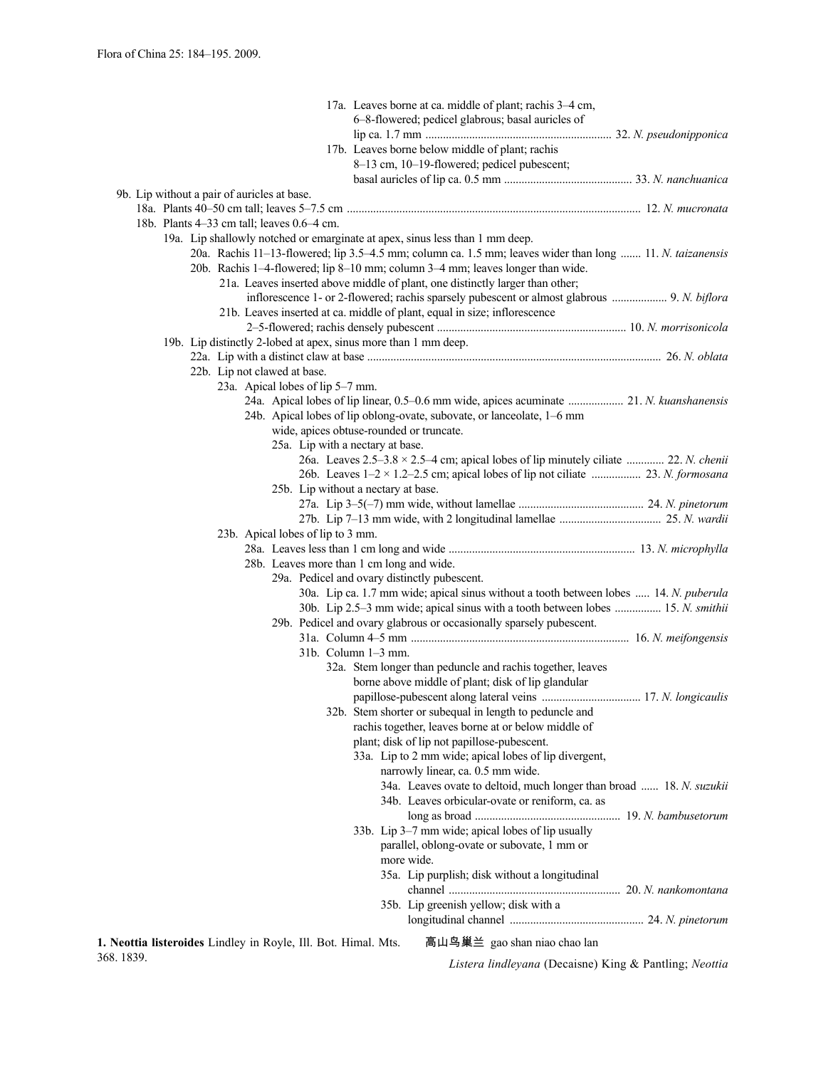17a. Leaves borne at ca. middle of plant; rachis 3–4 cm, 6–8-flowered; pedicel glabrous; basal auricles of lip ca. 1.7 mm ............................................................... 32. *N. pseudonipponica*

17b. Leaves borne below middle of plant; rachis 8–13 cm, 10–19-flowered; pedicel pubescent; basal auricles of lip ca. 0.5 mm ........................................... 33. *N. nanchuanica*

9b. Lip without a pair of auricles at base.

18a. Plants 40–50 cm tall; leaves 5–7.5 cm ................................................................................................... 12. *N. mucronata*

18b. Plants 4–33 cm tall; leaves 0.6–4 cm.

19a. Lip shallowly notched or emarginate at apex, sinus less than 1 mm deep.

20a. Rachis 11–13-flowered; lip 3.5–4.5 mm; column ca. 1.5 mm; leaves wider than long ....... 11. *N. taizanensis*

20b. Rachis 1–4-flowered; lip 8–10 mm; column 3–4 mm; leaves longer than wide.

21a. Leaves inserted above middle of plant, one distinctly larger than other; inflorescence 1- or 2-flowered; rachis sparsely pubescent or almost glabrous .................. 9. *N. biflora*

21b. Leaves inserted at ca. middle of plant, equal in size; inflorescence 2–5-flowered; rachis densely pubescent ................................................................ 10. *N. morrisonicola*

19b. Lip distinctly 2-lobed at apex, sinus more than 1 mm deep.

22a. Lip with a distinct claw at base .................................................................................................... 26. *N. oblata*

22b. Lip not clawed at base.

23a. Apical lobes of lip 5–7 mm.

24a. Apical lobes of lip linear, 0.5–0.6 mm wide, apices acuminate ................... 21. *N. kuanshanensis*

24b. Apical lobes of lip oblong-ovate, subovate, or lanceolate, 1–6 mm wide, apices obtuse-rounded or truncate.

25a. Lip with a nectary at base.

26a. Leaves 2.5–3.8 × 2.5–4 cm; apical lobes of lip minutely ciliate ............. 22. *N. chenii*

26b. Leaves 1–2 × 1.2–2.5 cm; apical lobes of lip not ciliate ................. 23. *N. formosana*

25b. Lip without a nectary at base.

27a. Lip 3–5(–7) mm wide, without lamellae ........................................... 24. *N. pinetorum*

27b. Lip 7–13 mm wide, with 2 longitudinal lamellae .................................. 25. *N. wardii*

23b. Apical lobes of lip to 3 mm.

28a. Leaves less than 1 cm long and wide ............................................................... 13. *N. microphylla*

28b. Leaves more than 1 cm long and wide.

29a. Pedicel and ovary distinctly pubescent.

30a. Lip ca. 1.7 mm wide; apical sinus without a tooth between lobes ..... 14. *N. puberula*

30b. Lip 2.5–3 mm wide; apical sinus with a tooth between lobes ................ 15. *N. smithii*

29b. Pedicel and ovary glabrous or occasionally sparsely pubescent.

31a. Column 4–5 mm .......................................................................... 16. *N. meifongensis*

31b. Column 1–3 mm.

32a. Stem longer than peduncle and rachis together, leaves borne above middle of plant; disk of lip glandular papillose-pubescent along lateral veins ................................. 17. *N. longicaulis*

32b. Stem shorter or subequal in length to peduncle and rachis together, leaves borne at or below middle of plant; disk of lip not papillose-pubescent.

33a. Lip to 2 mm wide; apical lobes of lip divergent, narrowly linear, ca. 0.5 mm wide.

34a. Leaves ovate to deltoid, much longer than broad ...... 18. *N. suzukii*

34b. Leaves orbicular-ovate or reniform, ca. as long as broad ................................................. 19. *N. bambusetorum*

33b. Lip 3–7 mm wide; apical lobes of lip usually parallel, oblong-ovate or subovate, 1 mm or more wide.

35a. Lip purplish; disk without a longitudinal channel .......................................................... 20. *N. nankomontana*

35b. Lip greenish yellow; disk with a longitudinal channel ............................................. 24. *N. pinetorum*

**1. Neottia listeroides** Lindley in Royle, Ill. Bot. Himal. Mts. 368. 1839.

高山鸟巢兰 gao shan niao chao lan

*Listera lindleyana* (Decaisne) King & Pantling; *Neottia*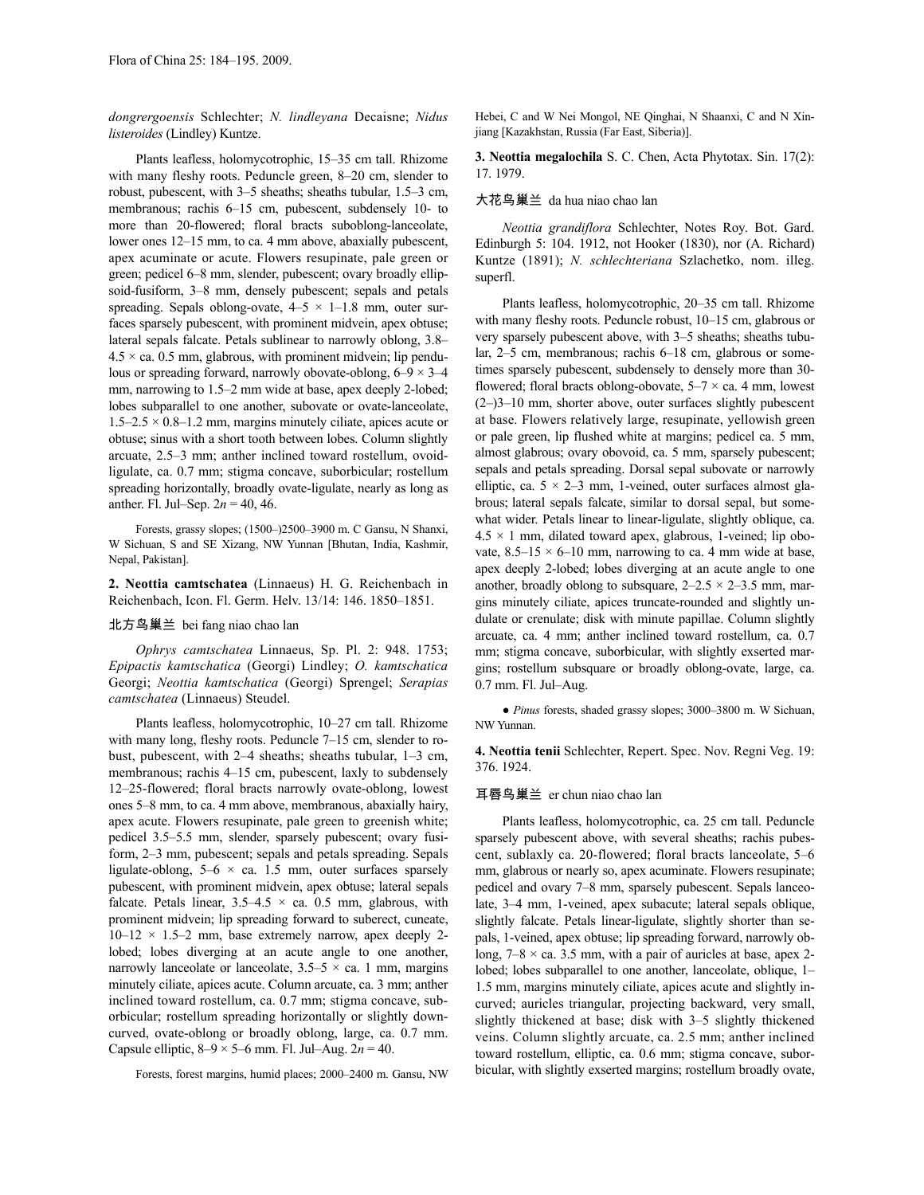*dongrergoensis* Schlechter; *N. lindleyana* Decaisne; *Nidus listeroides* (Lindley) Kuntze.

Plants leafless, holomycotrophic, 15–35 cm tall. Rhizome with many fleshy roots. Peduncle green, 8–20 cm, slender to robust, pubescent, with 3–5 sheaths; sheaths tubular, 1.5–3 cm, membranous; rachis 6–15 cm, pubescent, subdensely 10- to more than 20-flowered; floral bracts suboblong-lanceolate, lower ones 12–15 mm, to ca. 4 mm above, abaxially pubescent, apex acuminate or acute. Flowers resupinate, pale green or green; pedicel 6–8 mm, slender, pubescent; ovary broadly ellipsoid-fusiform, 3–8 mm, densely pubescent; sepals and petals spreading. Sepals oblong-ovate, 4–5 × 1–1.8 mm, outer surfaces sparsely pubescent, with prominent midvein, apex obtuse; lateral sepals falcate. Petals sublinear to narrowly oblong, 3.8–4.5 × ca. 0.5 mm, glabrous, with prominent midvein; lip pendulous or spreading forward, narrowly obovate-oblong, 6–9 × 3–4 mm, narrowing to 1.5–2 mm wide at base, apex deeply 2-lobed; lobes subparallel to one another, subovate or ovate-lanceolate, 1.5–2.5 × 0.8–1.2 mm, margins minutely ciliate, apices acute or obtuse; sinus with a short tooth between lobes. Column slightly arcuate, 2.5–3 mm; anther inclined toward rostellum, ovoid-ligulate, ca. 0.7 mm; stigma concave, suborbicular; rostellum spreading horizontally, broadly ovate-ligulate, nearly as long as anther. Fl. Jul–Sep. $2n = 40, 46$.

Forests, grassy slopes; (1500–)2500–3900 m. C Gansu, N Shanxi, W Sichuan, S and SE Xizang, NW Yunnan [Bhutan, India, Kashmir, Nepal, Pakistan].

**2. Neottia camtschatea** (Linnaeus) H. G. Reichenbach in Reichenbach, Icon. Fl. Germ. Helv. 13/14: 146. 1850–1851.

北方鸟巢兰 bei fang niao chao lan

*Ophrys camtschatea* Linnaeus, Sp. Pl. 2: 948. 1753; *Epipactis kamtschatica* (Georgi) Lindley; *O. kamtschatica* Georgi; *Neottia kamtschatica* (Georgi) Sprengel; *Serapias camtschatea* (Linnaeus) Steudel.

Plants leafless, holomycotrophic, 10–27 cm tall. Rhizome with many long, fleshy roots. Peduncle 7–15 cm, slender to robust, pubescent, with 2–4 sheaths; sheaths tubular, 1–3 cm, membranous; rachis 4–15 cm, pubescent, laxly to subdensely 12–25-flowered; floral bracts narrowly ovate-oblong, lowest ones 5–8 mm, to ca. 4 mm above, membranous, abaxially hairy, apex acute. Flowers resupinate, pale green to greenish white; pedicel 3.5–5.5 mm, slender, sparsely pubescent; ovary fusiform, 2–3 mm, pubescent; sepals and petals spreading. Sepals ligulate-oblong, 5–6 × ca. 1.5 mm, outer surfaces sparsely pubescent, with prominent midvein, apex obtuse; lateral sepals falcate. Petals linear, 3.5–4.5 × ca. 0.5 mm, glabrous, with prominent midvein; lip spreading forward to suberect, cuneate, 10–12 × 1.5–2 mm, base extremely narrow, apex deeply 2-lobed; lobes diverging at an acute angle to one another, narrowly lanceolate or lanceolate, 3.5–5 × ca. 1 mm, margins minutely ciliate, apices acute. Column arcuate, ca. 3 mm; anther inclined toward rostellum, ca. 0.7 mm; stigma concave, suborbicular; rostellum spreading horizontally or slightly downcurved, ovate-oblong or broadly oblong, large, ca. 0.7 mm. Capsule elliptic, 8–9 × 5–6 mm. Fl. Jul–Aug. $2n = 40$.

Forests, forest margins, humid places; 2000–2400 m. Gansu, NW Hebei, C and W Nei Mongol, NE Qinghai, N Shaanxi, C and N Xinjiang [Kazakhstan, Russia (Far East, Siberia)].

**3. Neottia megalochila** S. C. Chen, Acta Phytotax. Sin. 17(2): 17. 1979.

大花鸟巢兰 da hua niao chao lan

*Neottia grandiflora* Schlechter, Notes Roy. Bot. Gard. Edinburgh 5: 104. 1912, not Hooker (1830), nor (A. Richard) Kuntze (1891); *N. schlechteriana* Szlachetko, nom. illeg. superfl.

Plants leafless, holomycotrophic, 20–35 cm tall. Rhizome with many fleshy roots. Peduncle robust, 10–15 cm, glabrous or very sparsely pubescent above, with 3–5 sheaths; sheaths tubular, 2–5 cm, membranous; rachis 6–18 cm, glabrous or sometimes sparsely pubescent, subdensely to densely more than 30-flowered; floral bracts oblong-obovate, 5–7 × ca. 4 mm, lower (2–)3–10 mm, shorter above, outer surfaces slightly pubescent at base. Flowers relatively large, resupinate, yellowish green or pale green, lip flushed white at margins; pedicel ca. 5 mm, almost glabrous; ovary obovoid, ca. 5 mm, sparsely pubescent; sepals and petals spreading. Dorsal sepal subovate or narrowly elliptic, ca. 5 × 2–3 mm, 1-veined, outer surfaces almost glabrous; lateral sepals falcate, similar to dorsal sepal, but somewhat wider. Petals linear to linear-ligulate, slightly oblique, ca. 4.5 × 1 mm, dilated toward apex, glabrous, 1-veined; lip obovate, 8.5–15 × 6–10 mm, narrowing to ca. 4 mm wide at base, apex deeply 2-lobed; lobes diverging at an acute angle to one another, broadly oblong to subsquare, 2–2.5 × 2–3.5 mm, margins minutely ciliate, apices truncate-rounded and slightly undulate or crenulate; disk with minute papillae. Column slightly arcuate, ca. 4 mm; anther inclined toward rostellum, ca. 0.7 mm; stigma concave, suborbicular, with slightly exserted margins; rostellum subsquare or broadly oblong-ovate, large, ca. 0.7 mm. Fl. Jul–Aug.

● *Pinus* forests, shaded grassy slopes; 3000–3800 m. W Sichuan, NW Yunnan.

**4. Neottia tenii** Schlechter, Repert. Spec. Nov. Regni Veg. 19: 376. 1924.

耳唇鸟巢兰 er chun niao chao lan

Plants leafless, holomycotrophic, ca. 25 cm tall. Peduncle sparsely pubescent above, with several sheaths; rachis pubescent, sublaxly ca. 20-flowered; floral bracts lanceolate, 5–6 mm, glabrous or nearly so, apex acuminate. Flowers resupinate; pedicel and ovary 7–8 mm, sparsely pubescent. Sepals lanceolate, 3–4 mm, 1-veined, apex subacute; lateral sepals oblique, slightly falcate. Petals linear-ligulate, slightly shorter than sepals, 1-veined, apex obtuse; lip spreading forward, narrowly oblong, 7–8 × ca. 3.5 mm, with a pair of auricles at base, apex 2-lobed; lobes subparallel to one another, lanceolate, oblique, 1–1.5 mm, margins minutely ciliate, apices acute and slightly incurved; auricles triangular, projecting backward, very small, slightly thickened at base; disk with 3–5 slightly thickened veins. Column slightly arcuate, ca. 2.5 mm; anther inclined toward rostellum, elliptic, ca. 0.6 mm; stigma concave, suborbicular, with slightly exserted margins; rostellum broadly ovate,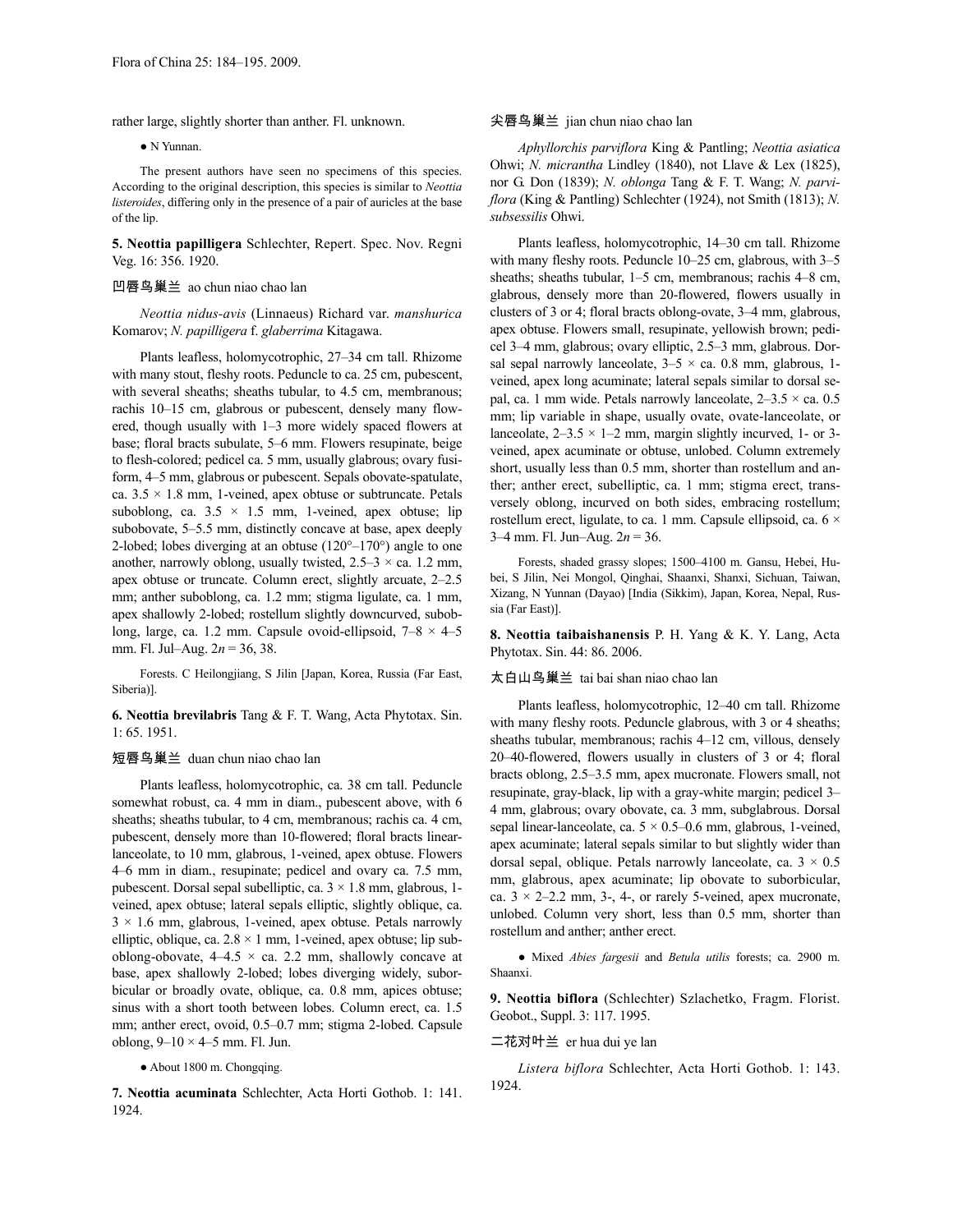rather large, slightly shorter than anther. Fl. unknown.

● N Yunnan.

The present authors have seen no specimens of this species. According to the original description, this species is similar to *Neottia listeroides*, differing only in the presence of a pair of auricles at the base of the lip.

**5. Neottia papilligera** Schlechter, Repert. Spec. Nov. Regni Veg. 16: 356. 1920.

凹唇鸟巢兰 ao chun niao chao lan

*Neottia nidus-avis* (Linnaeus) Richard var. *manshurica* Komarov; *N. papilligera* f. *glaberrima* Kitagawa.

Plants leafless, holomycotrophic, 27–34 cm tall. Rhizome with many stout, fleshy roots. Peduncle to ca. 25 cm, pubescent, with several sheaths; sheaths tubular, to 4.5 cm, membranous; rachis 10–15 cm, glabrous or pubescent, densely many flowered, though usually with 1–3 more widely spaced flowers at base; floral bracts subulate, 5–6 mm. Flowers resupinate, beige to flesh-colored; pedicel ca. 5 mm, usually glabrous; ovary fusiform, 4–5 mm, glabrous or pubescent. Sepals obovate-spatulate, ca. 3.5 × 1.8 mm, 1-veined, apex obtuse or subtruncate. Petals suboblong, ca. 3.5 × 1.5 mm, 1-veined, apex obtuse; lip subobovate, 5–5.5 mm, distinctly concave at base, apex deeply 2-lobed; lobes diverging at an obtuse (120°–170°) angle to one another, narrowly oblong, usually twisted, 2.5–3 × ca. 1.2 mm, apex obtuse or truncate. Column erect, slightly arcuate, 2–2.5 mm; anther suboblong, ca. 1.2 mm; stigma ligulate, ca. 1 mm, apex shallowly 2-lobed; rostellum slightly downcurved, suboblong, large, ca. 1.2 mm. Capsule ovoid-ellipsoid, 7–8 × 4–5 mm. Fl. Jul–Aug. 2*n* = 36, 38.

Forests. C Heilongjiang, S Jilin [Japan, Korea, Russia (Far East, Siberia)].

**6. Neottia brevilabris** Tang & F. T. Wang, Acta Phytotax. Sin. 1: 65. 1951.

短唇鸟巢兰 duan chun niao chao lan

Plants leafless, holomycotrophic, ca. 38 cm tall. Peduncle somewhat robust, ca. 4 mm in diam., pubescent above, with 6 sheaths; sheaths tubular, to 4 cm, membranous; rachis ca. 4 cm, pubescent, densely more than 10-flowered; floral bracts linear-lanceolate, to 10 mm, glabrous, 1-veined, apex obtuse. Flowers 4–6 mm in diam., resupinate; pedicel and ovary ca. 7.5 mm, pubescent. Dorsal sepal subelliptic, ca. 3 × 1.8 mm, glabrous, 1-veined, apex obtuse; lateral sepals elliptic, slightly oblique, ca. 3 × 1.6 mm, glabrous, 1-veined, apex obtuse. Petals narrowly elliptic, oblique, ca. 2.8 × 1 mm, 1-veined, apex obtuse; lip suboblong-obovate, 4–4.5 × ca. 2.2 mm, shallowly concave at base, apex shallowly 2-lobed; lobes diverging widely, suborbicular or broadly ovate, oblique, ca. 0.8 mm, apices obtuse; sinus with a short tooth between lobes. Column erect, ca. 1.5 mm; anther erect, ovoid, 0.5–0.7 mm; stigma 2-lobed. Capsule oblong, 9–10 × 4–5 mm. Fl. Jun.

● About 1800 m. Chongqing.

**7. Neottia acuminata** Schlechter, Acta Horti Gothob. 1: 141. 1924.

尖唇鸟巢兰 jian chun niao chao lan

*Aphyllorchis parviflora* King & Pantling; *Neottia asiatica* Ohwi; *N. micrantha* Lindley (1840), not Llave & Lex (1825), nor G. Don (1839); *N. oblonga* Tang & F. T. Wang; *N. parviflora* (King & Pantling) Schlechter (1924), not Smith (1813); *N. subsessilis* Ohwi.

Plants leafless, holomycotrophic, 14–30 cm tall. Rhizome with many fleshy roots. Peduncle 10–25 cm, glabrous, with 3–5 sheaths; sheaths tubular, 1–5 cm, membranous; rachis 4–8 cm, glabrous, densely more than 20-flowered, flowers usually in clusters of 3 or 4; floral bracts oblong-ovate, 3–4 mm, glabrous, apex obtuse. Flowers small, resupinate, yellowish brown; pedicel 3–4 mm, glabrous; ovary elliptic, 2.5–3 mm, glabrous. Dorsal sepal narrowly lanceolate, 3–5 × ca. 0.8 mm, glabrous, 1-veined, apex long acuminate; lateral sepals similar to dorsal sepal, ca. 1 mm wide. Petals narrowly lanceolate, 2–3.5 × ca. 0.5 mm; lip variable in shape, usually ovate, ovate-lanceolate, or lanceolate, 2–3.5 × 1–2 mm, margin slightly incurved, 1- or 3-veined, apex acuminate or obtuse, unlobed. Column extremely short, usually less than 0.5 mm, shorter than rostellum and anther; anther erect, subelliptic, ca. 1 mm; stigma erect, transversely oblong, incurved on both sides, embracing rostellum; rostellum erect, ligulate, to ca. 1 mm. Capsule ellipsoid, ca. 6 × 3–4 mm. Fl. Jun–Aug. 2*n* = 36.

Forests, shaded grassy slopes; 1500–4100 m. Gansu, Hebei, Hubei, S Jilin, Nei Mongol, Qinghai, Shaanxi, Shanxi, Sichuan, Taiwan, Xizang, N Yunnan (Dayao) [India (Sikkim), Japan, Korea, Nepal, Russia (Far East)].

**8. Neottia taibaishanensis** P. H. Yang & K. Y. Lang, Acta Phytotax. Sin. 44: 86. 2006.

太白山鸟巢兰 tai bai shan niao chao lan

Plants leafless, holomycotrophic, 12–40 cm tall. Rhizome with many fleshy roots. Peduncle glabrous, with 3 or 4 sheaths; sheaths tubular, membranous; rachis 4–12 cm, villous, densely 20–40-flowered, flowers usually in clusters of 3 or 4; floral bracts oblong, 2.5–3.5 mm, apex mucronate. Flowers small, not resupinate, gray-black, lip with a gray-white margin; pedicel 3–4 mm, glabrous; ovary obovate, ca. 3 mm, subglabrous. Dorsal sepal linear-lanceolate, ca. 5 × 0.5–0.6 mm, glabrous, 1-veined, apex acuminate; lateral sepals similar to but slightly wider than dorsal sepal, oblique. Petals narrowly lanceolate, ca. 3 × 0.5 mm, glabrous, apex acuminate; lip obovate to suborbicular, ca. 3 × 2–2.2 mm, 3-, 4-, or rarely 5-veined, apex mucronate, unlobed. Column very short, less than 0.5 mm, shorter than rostellum and anther; anther erect.

● Mixed *Abies fargesii* and *Betula utilis* forests; ca. 2900 m. Shaanxi.

**9. Neottia biflora** (Schlechter) Szlachetko, Fragm. Florist. Geobot., Suppl. 3: 117. 1995.

二花对叶兰 er hua dui ye lan

*Listera biflora* Schlechter, Acta Horti Gothob. 1: 143. 1924.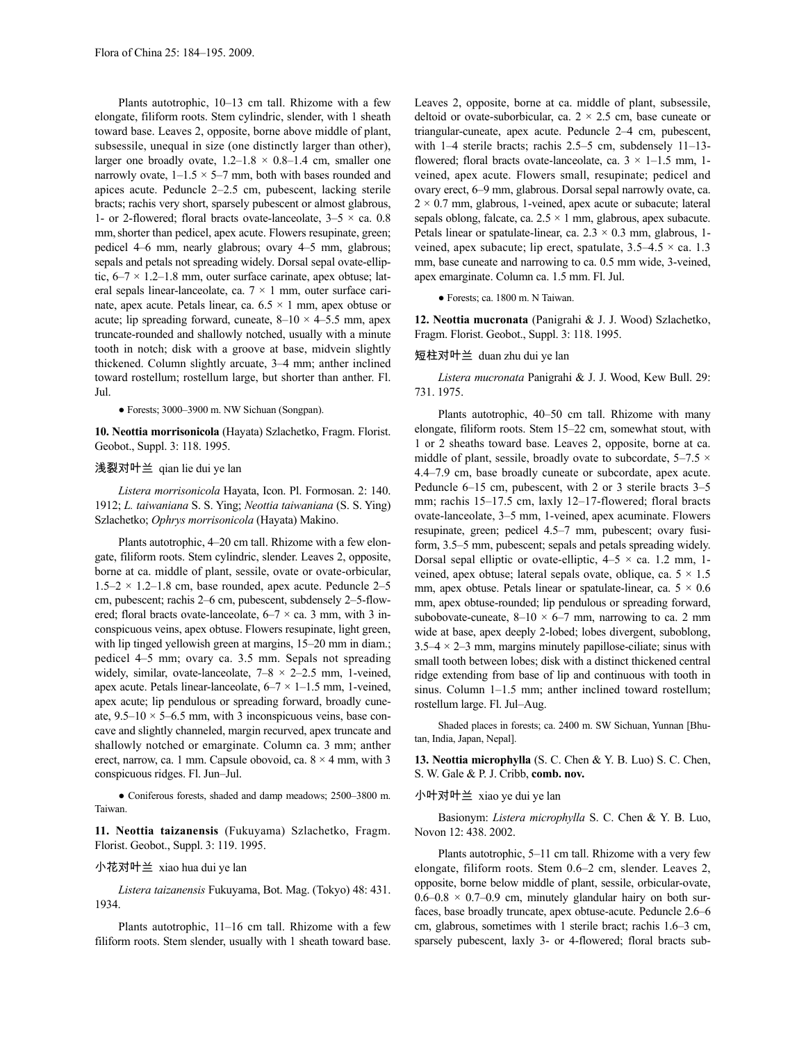Plants autotrophic, 10–13 cm tall. Rhizome with a few elongate, filiform roots. Stem cylindric, slender, with 1 sheath toward base. Leaves 2, opposite, borne above middle of plant, subsessile, unequal in size (one distinctly larger than other), larger one broadly ovate, 1.2–1.8 × 0.8–1.4 cm, smaller one narrowly ovate, 1–1.5 × 5–7 mm, both with bases rounded and apices acute. Peduncle 2–2.5 cm, pubescent, lacking sterile bracts; rachis very short, sparsely pubescent or almost glabrous, 1- or 2-flowered; floral bracts ovate-lanceolate, 3–5 × ca. 0.8 mm, shorter than pedicel, apex acute. Flowers resupinate, green; pedicel 4–6 mm, nearly glabrous; ovary 4–5 mm, glabrous; sepals and petals not spreading widely. Dorsal sepal ovate-elliptic, 6–7 × 1.2–1.8 mm, outer surface carinate, apex obtuse; lateral sepals linear-lanceolate, ca. 7 × 1 mm, outer surface carinate, apex acute. Petals linear, ca. 6.5 × 1 mm, apex obtuse or acute; lip spreading forward, cuneate, 8–10 × 4–5.5 mm, apex truncate-rounded and shallowly notched, usually with a minute tooth in notch; disk with a groove at base, midvein slightly thickened. Column slightly arcuate, 3–4 mm; anther inclined toward rostellum; rostellum large, but shorter than anther. Fl. Jul.

● Forests; 3000–3900 m. NW Sichuan (Songpan).

**10. Neottia morrisonicola** (Hayata) Szlachetko, Fragm. Florist. Geobot., Suppl. 3: 118. 1995.

浅裂对叶兰 qian lie dui ye lan

*Listera morrisonicola* Hayata, Icon. Pl. Formosan. 2: 140. 1912; *L. taiwaniana* S. S. Ying; *Neottia taiwaniana* (S. S. Ying) Szlachetko; *Ophrys morrisonicola* (Hayata) Makino.

Plants autotrophic, 4–20 cm tall. Rhizome with a few elongate, filiform roots. Stem cylindric, slender. Leaves 2, opposite, borne at ca. middle of plant, sessile, ovate or ovate-orbicular, 1.5–2 × 1.2–1.8 cm, base rounded, apex acute. Peduncle 2–5 cm, pubescent; rachis 2–6 cm, pubescent, subdensely 2–5-flowered; floral bracts ovate-lanceolate, 6–7 × ca. 3 mm, with 3 inconspicuous veins, apex obtuse. Flowers resupinate, light green, with lip tinged yellowish green at margins, 15–20 mm in diam.; pedicel 4–5 mm; ovary ca. 3.5 mm. Sepals not spreading widely, similar, ovate-lanceolate, 7–8 × 2–2.5 mm, 1-veined, apex acute. Petals linear-lanceolate, 6–7 × 1–1.5 mm, 1-veined, apex acute; lip pendulous or spreading forward, broadly cuneate, 9.5–10 × 5–6.5 mm, with 3 inconspicuous veins, base concave and slightly channeled, margin recurved, apex truncate and shallowly notched or emarginate. Column ca. 3 mm; anther erect, narrow, ca. 1 mm. Capsule obovoid, ca. 8 × 4 mm, with 3 conspicuous ridges. Fl. Jun–Jul.

● Coniferous forests, shaded and damp meadows; 2500–3800 m. Taiwan.

**11. Neottia taizanensis** (Fukuyama) Szlachetko, Fragm. Florist. Geobot., Suppl. 3: 119. 1995.

小花对叶兰 xiao hua dui ye lan

*Listera taizanensis* Fukuyama, Bot. Mag. (Tokyo) 48: 431. 1934.

Plants autotrophic, 11–16 cm tall. Rhizome with a few filiform roots. Stem slender, usually with 1 sheath toward base. Leaves 2, opposite, borne at ca. middle of plant, subsessile, deltoid or ovate-suborbicular, ca. 2 × 2.5 cm, base cuneate or triangular-cuneate, apex acute. Peduncle 2–4 cm, pubescent, with 1–4 sterile bracts; rachis 2.5–5 cm, subdensely 11–13-flowered; floral bracts ovate-lanceolate, ca. 3 × 1–1.5 mm, 1-veined, apex acute. Flowers small, resupinate; pedicel and ovary erect, 6–9 mm, glabrous. Dorsal sepal narrowly ovate, ca. 2 × 0.7 mm, glabrous, 1-veined, apex acute or subacute; lateral sepals oblong, falcate, ca. 2.5 × 1 mm, glabrous, apex subacute. Petals linear or spatulate-linear, ca. 2.3 × 0.3 mm, glabrous, 1-veined, apex subacute; lip erect, spatulate, 3.5–4.5 × ca. 1.3 mm, base cuneate and narrowing to ca. 0.5 mm wide, 3-veined, apex emarginate. Column ca. 1.5 mm. Fl. Jul.

● Forests; ca. 1800 m. N Taiwan.

**12. Neottia mucronata** (Panigrahi & J. J. Wood) Szlachetko, Fragm. Florist. Geobot., Suppl. 3: 118. 1995.

短柱对叶兰 duan zhu dui ye lan

*Listera mucronata* Panigrahi & J. J. Wood, Kew Bull. 29: 731. 1975.

Plants autotrophic, 40–50 cm tall. Rhizome with many elongate, filiform roots. Stem 15–22 cm, somewhat stout, with 1 or 2 sheaths toward base. Leaves 2, opposite, borne at ca. middle of plant, sessile, broadly ovate to subcordate, 5–7.5 × 4.4–7.9 cm, base broadly cuneate or subcordate, apex acute. Peduncle 6–15 cm, pubescent, with 2 or 3 sterile bracts 3–5 mm; rachis 15–17.5 cm, laxly 12–17-flowered; floral bracts ovate-lanceolate, 3–5 mm, 1-veined, apex acuminate. Flowers resupinate, green; pedicel 4.5–7 mm, pubescent; ovary fusiform, 3.5–5 mm, pubescent; sepals and petals spreading widely. Dorsal sepal elliptic or ovate-elliptic, 4–5 × ca. 1.2 mm, 1-veined, apex obtuse; lateral sepals ovate, oblique, ca. 5 × 1.5 mm, apex obtuse. Petals linear or spatulate-linear, ca. 5 × 0.6 mm, apex obtuse-rounded; lip pendulous or spreading forward, subobovate-cuneate, 8–10 × 6–7 mm, narrowing to ca. 2 mm wide at base, apex deeply 2-lobed; lobes divergent, suboblong, 3.5–4 × 2–3 mm, margins minutely papillose-ciliate; sinus with small tooth between lobes; disk with a distinct thickened central ridge extending from base of lip and continuous with tooth in sinus. Column 1–1.5 mm; anther inclined toward rostellum; rostellum large. Fl. Jul–Aug.

Shaded places in forests; ca. 2400 m. SW Sichuan, Yunnan [Bhutan, India, Japan, Nepal].

**13. Neottia microphylla** (S. C. Chen & Y. B. Luo) S. C. Chen, S. W. Gale & P. J. Cribb, **comb. nov.**

小叶对叶兰 xiao ye dui ye lan

Basionym: *Listera microphylla* S. C. Chen & Y. B. Luo, Novon 12: 438. 2002.

Plants autotrophic, 5–11 cm tall. Rhizome with a very few elongate, filiform roots. Stem 0.6–2 cm, slender. Leaves 2, opposite, borne below middle of plant, sessile, orbicular-ovate, 0.6–0.8 × 0.7–0.9 cm, minutely glandular hairy on both surfaces, base broadly truncate, apex obtuse-acute. Peduncle 2.6–6 cm, glabrous, sometimes with 1 sterile bract; rachis 1.6–3 cm, sparsely pubescent, laxly 3- or 4-flowered; floral bracts sub-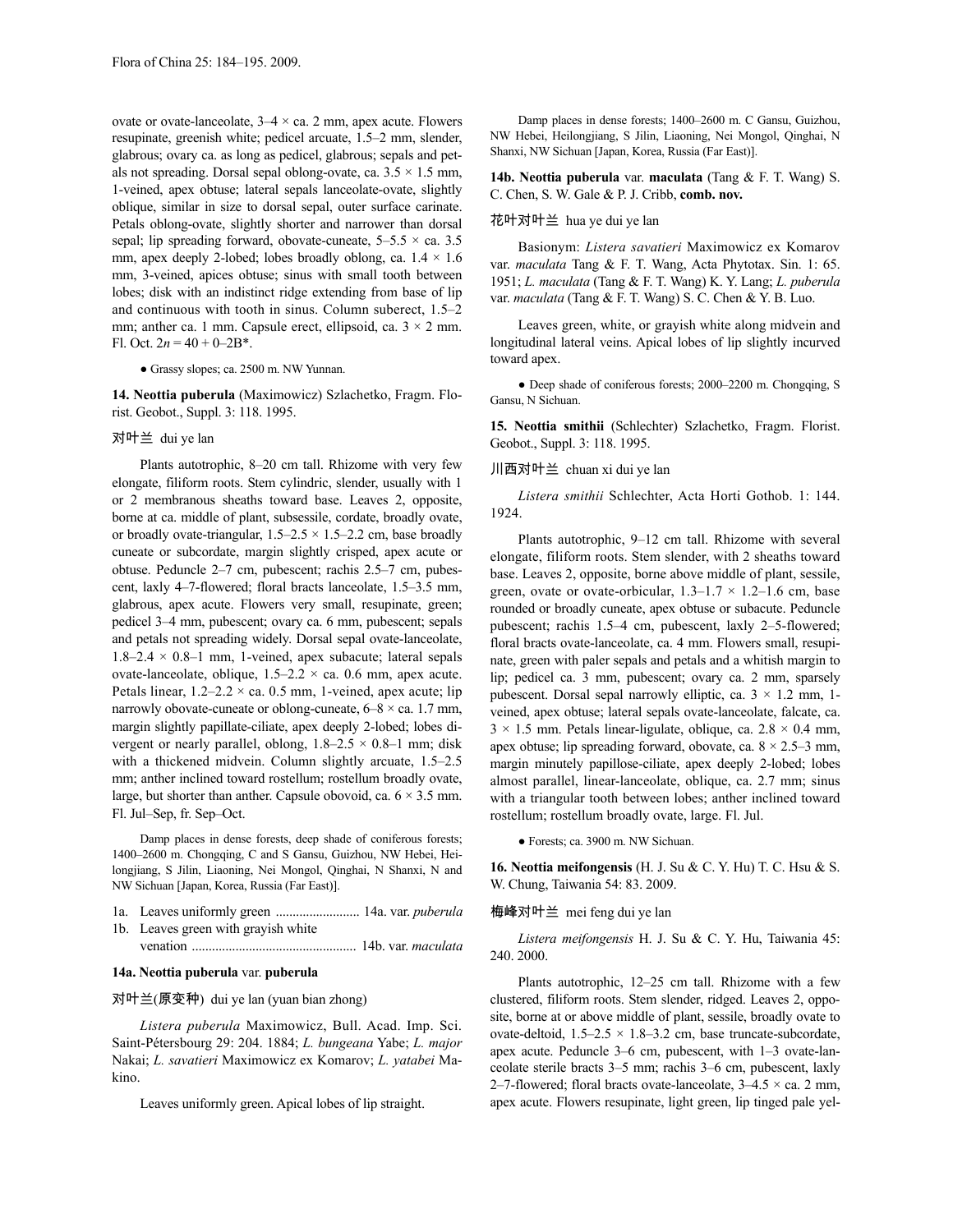ovate or ovate-lanceolate, 3–4 × ca. 2 mm, apex acute. Flowers resupinate, greenish white; pedicel arcuate, 1.5–2 mm, slender, glabrous; ovary ca. as long as pedicel, glabrous; sepals and petals not spreading. Dorsal sepal oblong-ovate, ca. 3.5 × 1.5 mm, 1-veined, apex obtuse; lateral sepals lanceolate-ovate, slightly oblique, similar in size to dorsal sepal, outer surface carinate. Petals oblong-ovate, slightly shorter and narrower than dorsal sepal; lip spreading forward, obovate-cuneate, 5–5.5 × ca. 3.5 mm, apex deeply 2-lobed; lobes broadly oblong, ca. 1.4 × 1.6 mm, 3-veined, apices obtuse; sinus with small tooth between lobes; disk with an indistinct ridge extending from base of lip and continuous with tooth in sinus. Column suberect, 1.5–2 mm; anther ca. 1 mm. Capsule erect, ellipsoid, ca. 3 × 2 mm. Fl. Oct. $2n = 40 + 0–2B$*.

● Grassy slopes; ca. 2500 m. NW Yunnan.

**14. Neottia puberula** (Maximowicz) Szlachetko, Fragm. Florist. Geobot., Suppl. 3: 118. 1995.

对叶兰 dui ye lan

Plants autotrophic, 8–20 cm tall. Rhizome with very few elongate, filiform roots. Stem cylindric, slender, usually with 1 or 2 membranous sheaths toward base. Leaves 2, opposite, borne at ca. middle of plant, subsessile, cordate, broadly ovate, or broadly ovate-triangular, 1.5–2.5 × 1.5–2.2 cm, base broadly cuneate or subcordate, margin slightly crisped, apex acute or obtuse. Peduncle 2–7 cm, pubescent; rachis 2.5–7 cm, pubescent, laxly 4–7-flowered; floral bracts lanceolate, 1.5–3.5 mm, glabrous, apex acute. Flowers very small, resupinate, green; pedicel 3–4 mm, pubescent; ovary ca. 6 mm, pubescent; sepals and petals not spreading widely. Dorsal sepal ovate-lanceolate, 1.8–2.4 × 0.8–1 mm, 1-veined, apex subacute; lateral sepals ovate-lanceolate, oblique, 1.5–2.2 × ca. 0.6 mm, apex acute. Petals linear, 1.2–2.2 × ca. 0.5 mm, 1-veined, apex acute; lip narrowly obovate-cuneate or oblong-cuneate, 6–8 × ca. 1.7 mm, margin slightly papillate-ciliate, apex deeply 2-lobed; lobes divergent or nearly parallel, oblong, 1.8–2.5 × 0.8–1 mm; disk with a thickened midvein. Column slightly arcuate, 1.5–2.5 mm; anther inclined toward rostellum; rostellum broadly ovate, large, but shorter than anther. Capsule obovoid, ca. 6 × 3.5 mm. Fl. Jul–Sep, fr. Sep–Oct.

Damp places in dense forests, deep shade of coniferous forests; 1400–2600 m. Chongqing, C and S Gansu, Guizhou, NW Hebei, Heilongjiang, S Jilin, Liaoning, Nei Mongol, Qinghai, N Shanxi, N and NW Sichuan [Japan, Korea, Russia (Far East)].

1a. Leaves uniformly green ......................... 14a. var. *puberula*
1b. Leaves green with grayish white venation ................................................ 14b. var. *maculata*

**14a. Neottia puberula** var. **puberula**

对叶兰(原变种) dui ye lan (yuan bian zhong)

*Listera puberula* Maximowicz, Bull. Acad. Imp. Sci. Saint-Pétersbourg 29: 204. 1884; *L. bungeana* Yabe; *L. major* Nakai; *L. savatieri* Maximowicz ex Komarov; *L. yatabei* Makino.

Leaves uniformly green. Apical lobes of lip straight.

Damp places in dense forests; 1400–2600 m. C Gansu, Guizhou, NW Hebei, Heilongjiang, S Jilin, Liaoning, Nei Mongol, Qinghai, N Shanxi, NW Sichuan [Japan, Korea, Russia (Far East)].

**14b. Neottia puberula** var. **maculata** (Tang & F. T. Wang) S. C. Chen, S. W. Gale & P. J. Cribb, **comb. nov.**

花叶对叶兰 hua ye dui ye lan

Basionym: *Listera savatieri* Maximowicz ex Komarov var. *maculata* Tang & F. T. Wang, Acta Phytotax. Sin. 1: 65. 1951; *L. maculata* (Tang & F. T. Wang) K. Y. Lang; *L. puberula* var. *maculata* (Tang & F. T. Wang) S. C. Chen & Y. B. Luo.

Leaves green, white, or grayish white along midvein and longitudinal lateral veins. Apical lobes of lip slightly incurved toward apex.

● Deep shade of coniferous forests; 2000–2200 m. Chongqing, S Gansu, N Sichuan.

**15. Neottia smithii** (Schlechter) Szlachetko, Fragm. Florist. Geobot., Suppl. 3: 118. 1995.

川西对叶兰 chuan xi dui ye lan

*Listera smithii* Schlechter, Acta Horti Gothob. 1: 144. 1924.

Plants autotrophic, 9–12 cm tall. Rhizome with several elongate, filiform roots. Stem slender, with 2 sheaths toward base. Leaves 2, opposite, borne above middle of plant, sessile, green, ovate or ovate-orbicular, 1.3–1.7 × 1.2–1.6 cm, base rounded or broadly cuneate, apex obtuse or subacute. Peduncle pubescent; rachis 1.5–4 cm, pubescent, laxly 2–5-flowered; floral bracts ovate-lanceolate, ca. 4 mm. Flowers small, resupinate, green with paler sepals and petals and a whitish margin to lip; pedicel ca. 3 mm, pubescent; ovary ca. 2 mm, sparsely pubescent. Dorsal sepal narrowly elliptic, ca. 3 × 1.2 mm, 1-veined, apex obtuse; lateral sepals ovate-lanceolate, falcate, ca. 3 × 1.5 mm. Petals linear-ligulate, oblique, ca. 2.8 × 0.4 mm, apex obtuse; lip spreading forward, obovate, ca. 8 × 2.5–3 mm, margin minutely papillose-ciliate, apex deeply 2-lobed; lobes almost parallel, linear-lanceolate, oblique, ca. 2.7 mm; sinus with a triangular tooth between lobes; anther inclined toward rostellum; rostellum broadly ovate, large. Fl. Jul.

● Forests; ca. 3900 m. NW Sichuan.

**16. Neottia meifongensis** (H. J. Su & C. Y. Hu) T. C. Hsu & S. W. Chung, Taiwania 54: 83. 2009.

梅峰对叶兰 mei feng dui ye lan

*Listera meifongensis* H. J. Su & C. Y. Hu, Taiwania 45: 240. 2000.

Plants autotrophic, 12–25 cm tall. Rhizome with a few clustered, filiform roots. Stem slender, ridged. Leaves 2, opposite, borne at or above middle of plant, sessile, broadly ovate to ovate-deltoid, 1.5–2.5 × 1.8–3.2 cm, base truncate-subcordate, apex acute. Peduncle 3–6 cm, pubescent, with 1–3 ovate-lanceolate sterile bracts 3–5 mm; rachis 3–6 cm, pubescent, laxly 2–7-flowered; floral bracts ovate-lanceolate, 3–4.5 × ca. 2 mm, apex acute. Flowers resupinate, light green, lip tinged pale yel-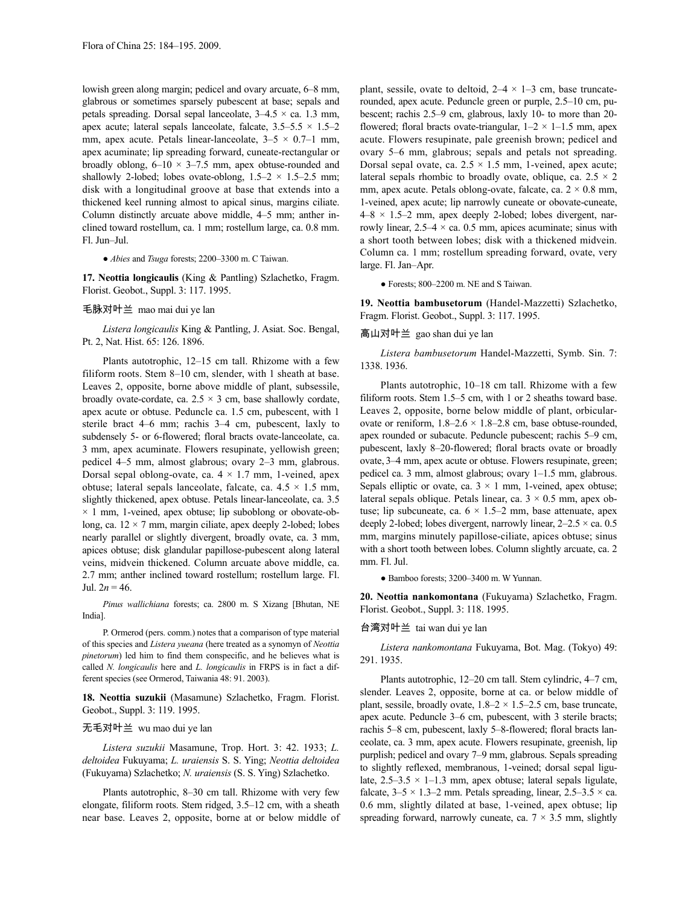lowish green along margin; pedicel and ovary arcuate, 6–8 mm, glabrous or sometimes sparsely pubescent at base; sepals and petals spreading. Dorsal sepal lanceolate, 3–4.5 × ca. 1.3 mm, apex acute; lateral sepals lanceolate, falcate, 3.5–5.5 × 1.5–2 mm, apex acute. Petals linear-lanceolate, 3–5 × 0.7–1 mm, apex acuminate; lip spreading forward, cuneate-rectangular or broadly oblong, 6–10 × 3–7.5 mm, apex obtuse-rounded and shallowly 2-lobed; lobes ovate-oblong, 1.5–2 × 1.5–2.5 mm; disk with a longitudinal groove at base that extends into a thickened keel running almost to apical sinus, margins ciliate. Column distinctly arcuate above middle, 4–5 mm; anther inclined toward rostellum, ca. 1 mm; rostellum large, ca. 0.8 mm. Fl. Jun–Jul.

● *Abies* and *Tsuga* forests; 2200–3300 m. C Taiwan.

**17. Neottia longicaulis** (King & Pantling) Szlachetko, Fragm. Florist. Geobot., Suppl. 3: 117. 1995.

毛脉对叶兰 mao mai dui ye lan

*Listera longicaulis* King & Pantling, J. Asiat. Soc. Bengal, Pt. 2, Nat. Hist. 65: 126. 1896.

Plants autotrophic, 12–15 cm tall. Rhizome with a few filiform roots. Stem 8–10 cm, slender, with 1 sheath at base. Leaves 2, opposite, borne above middle of plant, subsessile, broadly ovate-cordate, ca. 2.5 × 3 cm, base shallowly cordate, apex acute or obtuse. Peduncle ca. 1.5 cm, pubescent, with 1 sterile bract 4–6 mm; rachis 3–4 cm, pubescent, laxly to subdensely 5- or 6-flowered; floral bracts ovate-lanceolate, ca. 3 mm, apex acuminate. Flowers resupinate, yellowish green; pedicel 4–5 mm, almost glabrous; ovary 2–3 mm, glabrous. Dorsal sepal oblong-ovate, ca. 4 × 1.7 mm, 1-veined, apex obtuse; lateral sepals lanceolate, falcate, ca. 4.5 × 1.5 mm, slightly thickened, apex obtuse. Petals linear-lanceolate, ca. 3.5 × 1 mm, 1-veined, apex obtuse; lip suboblong or obovate-oblong, ca. 12 × 7 mm, margin ciliate, apex deeply 2-lobed; lobes nearly parallel or slightly divergent, broadly ovate, ca. 3 mm, apices obtuse; disk glandular papillose-pubescent along lateral veins, midvein thickened. Column arcuate above middle, ca. 2.7 mm; anther inclined toward rostellum; rostellum large. Fl. Jul. $2n = 46$.

*Pinus wallichiana* forests; ca. 2800 m. S Xizang [Bhutan, NE India].

P. Ormerod (pers. comm.) notes that a comparison of type material of this species and *Listera yueana* (here treated as a synonym of *Neottia pinetorum*) led him to find them conspecific, and he believes what is called *N. longicaulis* here and *L. longicaulis* in FRPS is in fact a different species (see Ormerod, Taiwania 48: 91. 2003).

**18. Neottia suzukii** (Masamune) Szlachetko, Fragm. Florist. Geobot., Suppl. 3: 119. 1995.

无毛对叶兰 wu mao dui ye lan

*Listera suzukii* Masamune, Trop. Hort. 3: 42. 1933; *L. deltoidea* Fukuyama; *L. uraiensis* S. S. Ying; *Neottia deltoidea* (Fukuyama) Szlachetko; *N. uraiensis* (S. S. Ying) Szlachetko.

Plants autotrophic, 8–30 cm tall. Rhizome with very few elongate, filiform roots. Stem ridged, 3.5–12 cm, with a sheath near base. Leaves 2, opposite, borne at or below middle of plant, sessile, ovate to deltoid, 2–4 × 1–3 cm, base truncate-rounded, apex acute. Peduncle green or purple, 2.5–10 cm, pubescent; rachis 2.5–9 cm, glabrous, laxly 10- to more than 20-flowered; floral bracts ovate-triangular, 1–2 × 1–1.5 mm, apex acute. Flowers resupinate, pale greenish brown; pedicel and ovary 5–6 mm, glabrous; sepals and petals not spreading. Dorsal sepal ovate, ca. 2.5 × 1.5 mm, 1-veined, apex acute; lateral sepals rhombic to broadly ovate, oblique, ca. 2.5 × 2 mm, apex acute. Petals oblong-ovate, falcate, ca. 2 × 0.8 mm, 1-veined, apex acute; lip narrowly cuneate or obovate-cuneate, 4–8 × 1.5–2 mm, apex deeply 2-lobed; lobes divergent, narrowly linear, 2.5–4 × ca. 0.5 mm, apices acuminate; sinus with a short tooth between lobes; disk with a thickened midvein. Column ca. 1 mm; rostellum spreading forward, ovate, very large. Fl. Jan–Apr.

● Forests; 800–2200 m. NE and S Taiwan.

**19. Neottia bambusetorum** (Handel-Mazzetti) Szlachetko, Fragm. Florist. Geobot., Suppl. 3: 117. 1995.

高山对叶兰 gao shan dui ye lan

*Listera bambusetorum* Handel-Mazzetti, Symb. Sin. 7: 1338. 1936.

Plants autotrophic, 10–18 cm tall. Rhizome with a few filiform roots. Stem 1.5–5 cm, with 1 or 2 sheaths toward base. Leaves 2, opposite, borne below middle of plant, orbicular-ovate or reniform, 1.8–2.6 × 1.8–2.8 cm, base obtuse-rounded, apex rounded or subacute. Peduncle pubescent; rachis 5–9 cm, pubescent, laxly 8–20-flowered; floral bracts ovate or broadly ovate, 3–4 mm, apex acute or obtuse. Flowers resupinate, green; pedicel ca. 3 mm, almost glabrous; ovary 1–1.5 mm, glabrous. Sepals elliptic or ovate, ca. 3 × 1 mm, 1-veined, apex obtuse; lateral sepals oblique. Petals linear, ca. 3 × 0.5 mm, apex obtuse; lip subcuneate, ca. 6 × 1.5–2 mm, base attenuate, apex deeply 2-lobed; lobes divergent, narrowly linear, 2–2.5 × ca. 0.5 mm, margins minutely papillose-ciliate, apices obtuse; sinus with a short tooth between lobes. Column slightly arcuate, ca. 2 mm. Fl. Jul.

● Bamboo forests; 3200–3400 m. W Yunnan.

**20. Neottia nankomontana** (Fukuyama) Szlachetko, Fragm. Florist. Geobot., Suppl. 3: 118. 1995.

台湾对叶兰 tai wan dui ye lan

*Listera nankomontana* Fukuyama, Bot. Mag. (Tokyo) 49: 291. 1935.

Plants autotrophic, 12–20 cm tall. Stem cylindric, 4–7 cm, slender. Leaves 2, opposite, borne at ca. or below middle of plant, sessile, broadly ovate, 1.8–2 × 1.5–2.5 cm, base truncate, apex acute. Peduncle 3–6 cm, pubescent, with 3 sterile bracts; rachis 5–8 cm, pubescent, laxly 5–8-flowered; floral bracts lanceolate, ca. 3 mm, apex acute. Flowers resupinate, greenish, lip purplish; pedicel and ovary 7–9 mm, glabrous. Sepals spreading to slightly reflexed, membranous, 1-veined; dorsal sepal ligulate, 2.5–3.5 × 1–1.3 mm, apex obtuse; lateral sepals ligulate, falcate, 3–5 × 1.3–2 mm. Petals spreading, linear, 2.5–3.5 × ca. 0.6 mm, slightly dilated at base, 1-veined, apex obtuse; lip spreading forward, narrowly cuneate, ca. 7 × 3.5 mm, slightly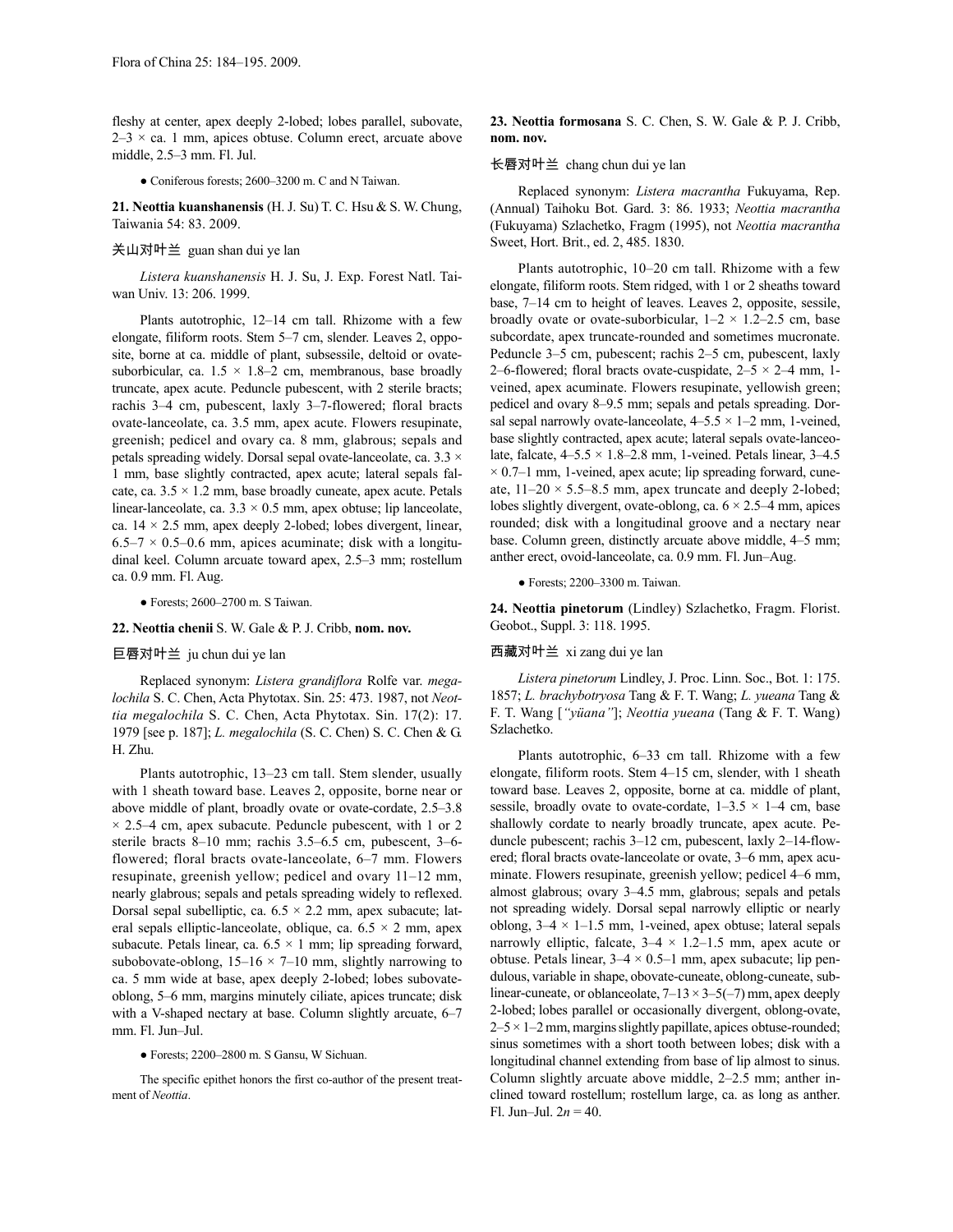fleshy at center, apex deeply 2-lobed; lobes parallel, subovate, 2–3 × ca. 1 mm, apices obtuse. Column erect, arcuate above middle, 2.5–3 mm. Fl. Jul.

● Coniferous forests; 2600–3200 m. C and N Taiwan.

**21. Neottia kuanshanensis** (H. J. Su) T. C. Hsu & S. W. Chung, Taiwania 54: 83. 2009.

关山对叶兰 guan shan dui ye lan

*Listera kuanshanensis* H. J. Su, J. Exp. Forest Natl. Taiwan Univ. 13: 206. 1999.

Plants autotrophic, 12–14 cm tall. Rhizome with a few elongate, filiform roots. Stem 5–7 cm, slender. Leaves 2, opposite, borne at ca. middle of plant, subsessile, deltoid or ovate-suborbicular, ca. 1.5 × 1.8–2 cm, membranous, base broadly truncate, apex acute. Peduncle pubescent, with 2 sterile bracts; rachis 3–4 cm, pubescent, laxly 3–7-flowered; floral bracts ovate-lanceolate, ca. 3.5 mm, apex acute. Flowers resupinate, greenish; pedicel and ovary ca. 8 mm, glabrous; sepals and petals spreading widely. Dorsal sepal ovate-lanceolate, ca. 3.3 × 1 mm, base slightly contracted, apex acute; lateral sepals falcate, ca. 3.5 × 1.2 mm, base broadly cuneate, apex acute. Petals linear-lanceolate, ca. 3.3 × 0.5 mm, apex obtuse; lip lanceolate, ca. 14 × 2.5 mm, apex deeply 2-lobed; lobes divergent, linear, 6.5–7 × 0.5–0.6 mm, apices acuminate; disk with a longitudinal keel. Column arcuate toward apex, 2.5–3 mm; rostellum ca. 0.9 mm. Fl. Aug.

● Forests; 2600–2700 m. S Taiwan.

**22. Neottia chenii** S. W. Gale & P. J. Cribb, **nom. nov.**

巨唇对叶兰 ju chun dui ye lan

Replaced synonym: *Listera grandiflora* Rolfe var. *megalochila* S. C. Chen, Acta Phytotax. Sin. 25: 473. 1987, not *Neottia megalochila* S. C. Chen, Acta Phytotax. Sin. 17(2): 17. 1979 [see p. 187]; *L. megalochila* (S. C. Chen) S. C. Chen & G. H. Zhu.

Plants autotrophic, 13–23 cm tall. Stem slender, usually with 1 sheath toward base. Leaves 2, opposite, borne near or above middle of plant, broadly ovate or ovate-cordate, 2.5–3.8 × 2.5–4 cm, apex subacute. Peduncle pubescent, with 1 or 2 sterile bracts 8–10 mm; rachis 3.5–6.5 cm, pubescent, 3–6-flowered; floral bracts ovate-lanceolate, 6–7 mm. Flowers resupinate, greenish yellow; pedicel and ovary 11–12 mm, nearly glabrous; sepals and petals spreading widely to reflexed. Dorsal sepal subelliptic, ca. 6.5 × 2.2 mm, apex subacute; lateral sepals elliptic-lanceolate, oblique, ca. 6.5 × 2 mm, apex subacute. Petals linear, ca. 6.5 × 1 mm; lip spreading forward, subobovate-oblong, 15–16 × 7–10 mm, slightly narrowing to ca. 5 mm wide at base, apex deeply 2-lobed; lobes subovate-oblong, 5–6 mm, margins minutely ciliate, apices truncate; disk with a V-shaped nectary at base. Column slightly arcuate, 6–7 mm. Fl. Jun–Jul.

● Forests; 2200–2800 m. S Gansu, W Sichuan.

The specific epithet honors the first co-author of the present treatment of *Neottia*.

**23. Neottia formosana** S. C. Chen, S. W. Gale & P. J. Cribb, **nom. nov.**

长唇对叶兰 chang chun dui ye lan

Replaced synonym: *Listera macrantha* Fukuyama, Rep. (Annual) Taihoku Bot. Gard. 3: 86. 1933; *Neottia macrantha* (Fukuyama) Szlachetko, Fragm (1995), not *Neottia macrantha* Sweet, Hort. Brit., ed. 2, 485. 1830.

Plants autotrophic, 10–20 cm tall. Rhizome with a few elongate, filiform roots. Stem ridged, with 1 or 2 sheaths toward base, 7–14 cm to height of leaves. Leaves 2, opposite, sessile, broadly ovate or ovate-suborbicular, 1–2 × 1.2–2.5 cm, base subcordate, apex truncate-rounded and sometimes mucronate. Peduncle 3–5 cm, pubescent; rachis 2–5 cm, pubescent, laxly 2–6-flowered; floral bracts ovate-cuspidate, 2–5 × 2–4 mm, 1-veined, apex acuminate. Flowers resupinate, yellowish green; pedicel and ovary 8–9.5 mm; sepals and petals spreading. Dorsal sepal narrowly ovate-lanceolate, 4–5.5 × 1–2 mm, 1-veined, base slightly contracted, apex acute; lateral sepals ovate-lanceolate, falcate, 4–5.5 × 1.8–2.8 mm, 1-veined. Petals linear, 3–4.5 × 0.7–1 mm, 1-veined, apex acute; lip spreading forward, cuneate, 11–20 × 5.5–8.5 mm, apex truncate and deeply 2-lobed; lobes slightly divergent, ovate-oblong, ca. 6 × 2.5–4 mm, apices rounded; disk with a longitudinal groove and a nectary near base. Column green, distinctly arcuate above middle, 4–5 mm; anther erect, ovoid-lanceolate, ca. 0.9 mm. Fl. Jun–Aug.

● Forests; 2200–3300 m. Taiwan.

**24. Neottia pinetorum** (Lindley) Szlachetko, Fragm. Florist. Geobot., Suppl. 3: 118. 1995.

西藏对叶兰 xi zang dui ye lan

*Listera pinetorum* Lindley, J. Proc. Linn. Soc., Bot. 1: 175. 1857; *L. brachybotryosa* Tang & F. T. Wang; *L. yueana* Tang & F. T. Wang [*"yüana"*]; *Neottia yueana* (Tang & F. T. Wang) Szlachetko.

Plants autotrophic, 6–33 cm tall. Rhizome with a few elongate, filiform roots. Stem 4–15 cm, slender, with 1 sheath toward base. Leaves 2, opposite, borne at ca. middle of plant, sessile, broadly ovate to ovate-cordate, 1–3.5 × 1–4 cm, base shallowly cordate to nearly broadly truncate, apex acute. Peduncle pubescent; rachis 3–12 cm, pubescent, laxly 2–14-flowered; floral bracts ovate-lanceolate or ovate, 3–6 mm, apex acuminate. Flowers resupinate, greenish yellow; pedicel 4–6 mm, almost glabrous; ovary 3–4.5 mm, glabrous; sepals and petals not spreading widely. Dorsal sepal narrowly elliptic or nearly oblong, 3–4 × 1–1.5 mm, 1-veined, apex obtuse; lateral sepals narrowly elliptic, falcate, 3–4 × 1.2–1.5 mm, apex acute or obtuse. Petals linear, 3–4 × 0.5–1 mm, apex subacute; lip pendulous, variable in shape, obovate-cuneate, oblong-cuneate, sublinear-cuneate, or oblanceolate, 7–13 × 3–5(–7) mm, apex deeply 2-lobed; lobes parallel or occasionally divergent, oblong-ovate, 2–5 × 1–2 mm, margins slightly papillate, apices obtuse-rounded; sinus sometimes with a short tooth between lobes; disk with a longitudinal channel extending from base of lip almost to sinus. Column slightly arcuate above middle, 2–2.5 mm; anther inclined toward rostellum; rostellum large, ca. as long as anther. Fl. Jun–Jul. $2n = 40$.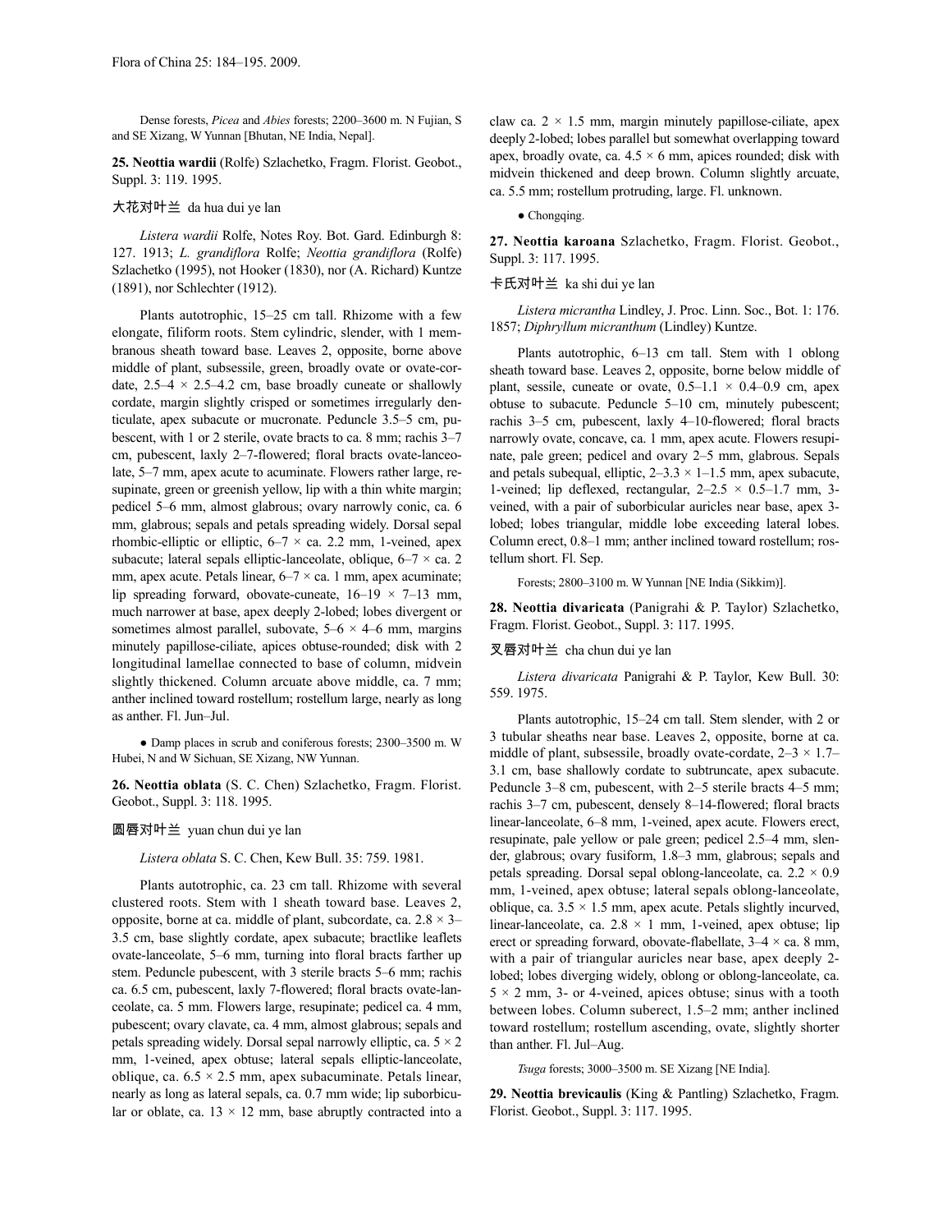Dense forests, *Picea* and *Abies* forests; 2200–3600 m. N Fujian, S and SE Xizang, W Yunnan [Bhutan, NE India, Nepal].

**25. Neottia wardii** (Rolfe) Szlachetko, Fragm. Florist. Geobot., Suppl. 3: 119. 1995.

大花对叶兰 da hua dui ye lan

*Listera wardii* Rolfe, Notes Roy. Bot. Gard. Edinburgh 8: 127. 1913; *L. grandiflora* Rolfe; *Neottia grandiflora* (Rolfe) Szlachetko (1995), not Hooker (1830), nor (A. Richard) Kuntze (1891), nor Schlechter (1912).

Plants autotrophic, 15–25 cm tall. Rhizome with a few elongate, filiform roots. Stem cylindric, slender, with 1 membranous sheath toward base. Leaves 2, opposite, borne above middle of plant, subsessile, green, broadly ovate or ovate-cordate, 2.5–4 × 2.5–4.2 cm, base broadly cuneate or shallowly cordate, margin slightly crisped or sometimes irregularly denticulate, apex subacute or mucronate. Peduncle 3.5–5 cm, pubescent, with 1 or 2 sterile, ovate bracts to ca. 8 mm; rachis 3–7 cm, pubescent, laxly 2–7-flowered; floral bracts ovate-lanceolate, 5–7 mm, apex acute to acuminate. Flowers rather large, resupinate, green or greenish yellow, lip with a thin white margin; pedicel 5–6 mm, almost glabrous; ovary narrowly conic, ca. 6 mm, glabrous; sepals and petals spreading widely. Dorsal sepal rhombic-elliptic or elliptic, 6–7 × ca. 2.2 mm, 1-veined, apex subacute; lateral sepals elliptic-lanceolate, oblique, 6–7 × ca. 2 mm, apex acute. Petals linear, 6–7 × ca. 1 mm, apex acuminate; lip spreading forward, obovate-cuneate, 16–19 × 7–13 mm, much narrower at base, apex deeply 2-lobed; lobes divergent or sometimes almost parallel, subovate, 5–6 × 4–6 mm, margins minutely papillose-ciliate, apices obtuse-rounded; disk with 2 longitudinal lamellae connected to base of column, midvein slightly thickened. Column arcuate above middle, ca. 7 mm; anther inclined toward rostellum; rostellum large, nearly as long as anther. Fl. Jun–Jul.

● Damp places in scrub and coniferous forests; 2300–3500 m. W Hubei, N and W Sichuan, SE Xizang, NW Yunnan.

**26. Neottia oblata** (S. C. Chen) Szlachetko, Fragm. Florist. Geobot., Suppl. 3: 118. 1995.

圆唇对叶兰 yuan chun dui ye lan

*Listera oblata* S. C. Chen, Kew Bull. 35: 759. 1981.

Plants autotrophic, ca. 23 cm tall. Rhizome with several clustered roots. Stem with 1 sheath toward base. Leaves 2, opposite, borne at ca. middle of plant, subcordate, ca. 2.8 × 3–3.5 cm, base slightly cordate, apex subacute; bractlike leaflets ovate-lanceolate, 5–6 mm, turning into floral bracts farther up stem. Peduncle pubescent, with 3 sterile bracts 5–6 mm; rachis ca. 6.5 cm, pubescent, laxly 7-flowered; floral bracts ovate-lanceolate, ca. 5 mm. Flowers large, resupinate; pedicel ca. 4 mm, pubescent; ovary clavate, ca. 4 mm, almost glabrous; sepals and petals spreading widely. Dorsal sepal narrowly elliptic, ca. 5 × 2 mm, 1-veined, apex obtuse; lateral sepals elliptic-lanceolate, oblique, ca. 6.5 × 2.5 mm, apex subacuminate. Petals linear, nearly as long as lateral sepals, ca. 0.7 mm wide; lip suborbicular or oblate, ca. 13 × 12 mm, base abruptly contracted into a claw ca. 2 × 1.5 mm, margin minutely papillose-ciliate, apex deeply 2-lobed; lobes parallel but somewhat overlapping toward apex, broadly ovate, ca. 4.5 × 6 mm, apices rounded; disk with midvein thickened and deep brown. Column slightly arcuate, ca. 5.5 mm; rostellum protruding, large. Fl. unknown.

● Chongqing.

**27. Neottia karoana** Szlachetko, Fragm. Florist. Geobot., Suppl. 3: 117. 1995.

卡氏对叶兰 ka shi dui ye lan

*Listera micrantha* Lindley, J. Proc. Linn. Soc., Bot. 1: 176. 1857; *Diphryllum micranthum* (Lindley) Kuntze.

Plants autotrophic, 6–13 cm tall. Stem with 1 oblong sheath toward base. Leaves 2, opposite, borne below middle of plant, sessile, cuneate or ovate, 0.5–1.1 × 0.4–0.9 cm, apex obtuse to subacute. Peduncle 5–10 cm, minutely pubescent; rachis 3–5 cm, pubescent, laxly 4–10-flowered; floral bracts narrowly ovate, concave, ca. 1 mm, apex acute. Flowers resupinate, pale green; pedicel and ovary 2–5 mm, glabrous. Sepals and petals subequal, elliptic, 2–3.3 × 1–1.5 mm, apex subacute, 1-veined; lip deflexed, rectangular, 2–2.5 × 0.5–1.7 mm, 3-veined, with a pair of suborbicular auricles near base, apex 3-lobed; lobes triangular, middle lobe exceeding lateral lobes. Column erect, 0.8–1 mm; anther inclined toward rostellum; rostellum short. Fl. Sep.

Forests; 2800–3100 m. W Yunnan [NE India (Sikkim)].

**28. Neottia divaricata** (Panigrahi & P. Taylor) Szlachetko, Fragm. Florist. Geobot., Suppl. 3: 117. 1995.

叉唇对叶兰 cha chun dui ye lan

*Listera divaricata* Panigrahi & P. Taylor, Kew Bull. 30: 559. 1975.

Plants autotrophic, 15–24 cm tall. Stem slender, with 2 or 3 tubular sheaths near base. Leaves 2, opposite, borne at ca. middle of plant, subsessile, broadly ovate-cordate, 2–3 × 1.7–3.1 cm, base shallowly cordate to subtruncate, apex subacute. Peduncle 3–8 cm, pubescent, with 2–5 sterile bracts 4–5 mm; rachis 3–7 cm, pubescent, densely 8–14-flowered; floral bracts linear-lanceolate, 6–8 mm, 1-veined, apex acute. Flowers erect, resupinate, pale yellow or pale green; pedicel 2.5–4 mm, slender, glabrous; ovary fusiform, 1.8–3 mm, glabrous; sepals and petals spreading. Dorsal sepal oblong-lanceolate, ca. 2.2 × 0.9 mm, 1-veined, apex obtuse; lateral sepals oblong-lanceolate, oblique, ca. 3.5 × 1.5 mm, apex acute. Petals slightly incurved, linear-lanceolate, ca. 2.8 × 1 mm, 1-veined, apex obtuse; lip erect or spreading forward, obovate-flabellate, 3–4 × ca. 8 mm, with a pair of triangular auricles near base, apex deeply 2-lobed; lobes diverging widely, oblong or oblong-lanceolate, ca. 5 × 2 mm, 3- or 4-veined, apices obtuse; sinus with a tooth between lobes. Column suberect, 1.5–2 mm; anther inclined toward rostellum; rostellum ascending, ovate, slightly shorter than anther. Fl. Jul–Aug.

*Tsuga* forests; 3000–3500 m. SE Xizang [NE India].

**29. Neottia brevicaulis** (King & Pantling) Szlachetko, Fragm. Florist. Geobot., Suppl. 3: 117. 1995.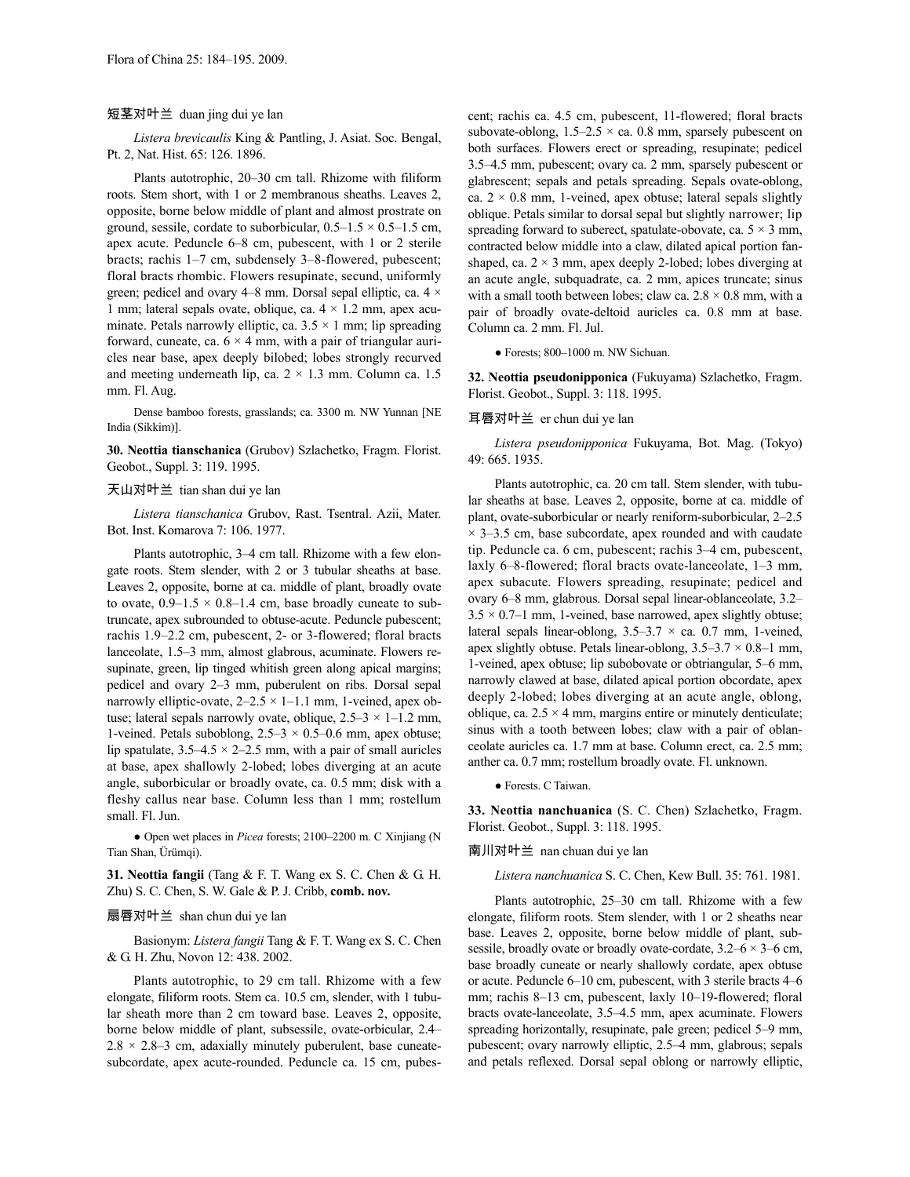短茎对叶兰 duan jing dui ye lan

*Listera brevicaulis* King & Pantling, J. Asiat. Soc. Bengal, Pt. 2, Nat. Hist. 65: 126. 1896.

Plants autotrophic, 20–30 cm tall. Rhizome with filiform roots. Stem short, with 1 or 2 membranous sheaths. Leaves 2, opposite, borne below middle of plant and almost prostrate on ground, sessile, cordate to suborbicular, 0.5–1.5 × 0.5–1.5 cm, apex acute. Peduncle 6–8 cm, pubescent, with 1 or 2 sterile bracts; rachis 1–7 cm, subdensely 3–8-flowered, pubescent; floral bracts rhombic. Flowers resupinate, secund, uniformly green; pedicel and ovary 4–8 mm. Dorsal sepal elliptic, ca. 4 × 1 mm; lateral sepals ovate, oblique, ca. 4 × 1.2 mm, apex acuminate. Petals narrowly elliptic, ca. 3.5 × 1 mm; lip spreading forward, cuneate, ca. 6 × 4 mm, with a pair of triangular auricles near base, apex deeply bilobed; lobes strongly recurved and meeting underneath lip, ca. 2 × 1.3 mm. Column ca. 1.5 mm. Fl. Aug.

Dense bamboo forests, grasslands; ca. 3300 m. NW Yunnan [NE India (Sikkim)].

**30. Neottia tianschanica** (Grubov) Szlachetko, Fragm. Florist. Geobot., Suppl. 3: 119. 1995.

天山对叶兰 tian shan dui ye lan

*Listera tianschanica* Grubov, Rast. Tsentral. Azii, Mater. Bot. Inst. Komarova 7: 106. 1977.

Plants autotrophic, 3–4 cm tall. Rhizome with a few elongate roots. Stem slender, with 2 or 3 tubular sheaths at base. Leaves 2, opposite, borne at ca. middle of plant, broadly ovate to ovate, 0.9–1.5 × 0.8–1.4 cm, base broadly cuneate to subtruncate, apex subrounded to obtuse-acute. Peduncle pubescent; rachis 1.9–2.2 cm, pubescent, 2- or 3-flowered; floral bracts lanceolate, 1.5–3 mm, almost glabrous, acuminate. Flowers resupinate, green, lip tinged whitish green along apical margins; pedicel and ovary 2–3 mm, puberulent on ribs. Dorsal sepal narrowly elliptic-ovate, 2–2.5 × 1–1.1 mm, 1-veined, apex obtuse; lateral sepals narrowly ovate, oblique, 2.5–3 × 1–1.2 mm, 1-veined. Petals suboblong, 2.5–3 × 0.5–0.6 mm, apex obtuse; lip spatulate, 3.5–4.5 × 2–2.5 mm, with a pair of small auricles at base, apex shallowly 2-lobed; lobes diverging at an acute angle, suborbicular or broadly ovate, ca. 0.5 mm; disk with a fleshy callus near base. Column less than 1 mm; rostellum small. Fl. Jun.

● Open wet places in *Picea* forests; 2100–2200 m. C Xinjiang (N Tian Shan, Ürümqi).

**31. Neottia fangii** (Tang & F. T. Wang ex S. C. Chen & G. H. Zhu) S. C. Chen, S. W. Gale & P. J. Cribb, **comb. nov.**

扇唇对叶兰 shan chun dui ye lan

Basionym: *Listera fangii* Tang & F. T. Wang ex S. C. Chen & G. H. Zhu, Novon 12: 438. 2002.

Plants autotrophic, to 29 cm tall. Rhizome with a few elongate, filiform roots. Stem ca. 10.5 cm, slender, with 1 tubular sheath more than 2 cm toward base. Leaves 2, opposite, borne below middle of plant, subsessile, ovate-orbicular, 2.4–2.8 × 2.8–3 cm, adaxially minutely puberulent, base cuneate-subcordate, apex acute-rounded. Peduncle ca. 15 cm, pubescent; rachis ca. 4.5 cm, pubescent, 11-flowered; floral bracts subovate-oblong, 1.5–2.5 × ca. 0.8 mm, sparsely pubescent on both surfaces. Flowers erect or spreading, resupinate; pedicel 3.5–4.5 mm, pubescent; ovary ca. 2 mm, sparsely pubescent or glabrescent; sepals and petals spreading. Sepals ovate-oblong, ca. 2 × 0.8 mm, 1-veined, apex obtuse; lateral sepals slightly oblique. Petals similar to dorsal sepal but slightly narrower; lip spreading forward to suberect, spatulate-obovate, ca. 5 × 3 mm, contracted below middle into a claw, dilated apical portion fan-shaped, ca. 2 × 3 mm, apex deeply 2-lobed; lobes diverging at an acute angle, subquadrate, ca. 2 mm, apices truncate; sinus with a small tooth between lobes; claw ca. 2.8 × 0.8 mm, with a pair of broadly ovate-deltoid auricles ca. 0.8 mm at base. Column ca. 2 mm. Fl. Jul.

● Forests; 800–1000 m. NW Sichuan.

**32. Neottia pseudonipponica** (Fukuyama) Szlachetko, Fragm. Florist. Geobot., Suppl. 3: 118. 1995.

耳唇对叶兰 er chun dui ye lan

*Listera pseudonipponica* Fukuyama, Bot. Mag. (Tokyo) 49: 665. 1935.

Plants autotrophic, ca. 20 cm tall. Stem slender, with tubular sheaths at base. Leaves 2, opposite, borne at ca. middle of plant, ovate-suborbicular or nearly reniform-suborbicular, 2–2.5 × 3–3.5 cm, base subcordate, apex rounded and with caudate tip. Peduncle ca. 6 cm, pubescent; rachis 3–4 cm, pubescent, laxly 6–8-flowered; floral bracts ovate-lanceolate, 1–3 mm, apex subacute. Flowers spreading, resupinate; pedicel and ovary 6–8 mm, glabrous. Dorsal sepal linear-oblanceolate, 3.2–3.5 × 0.7–1 mm, 1-veined, base narrowed, apex slightly obtuse; lateral sepals linear-oblong, 3.5–3.7 × ca. 0.7 mm, 1-veined, apex slightly obtuse. Petals linear-oblong, 3.5–3.7 × 0.8–1 mm, 1-veined, apex obtuse; lip subobovate or obtriangular, 5–6 mm, narrowly clawed at base, dilated apical portion obcordate, apex deeply 2-lobed; lobes diverging at an acute angle, oblong, oblique, ca. 2.5 × 4 mm, margins entire or minutely denticulate; sinus with a tooth between lobes; claw with a pair of oblanceolate auricles ca. 1.7 mm at base. Column erect, ca. 2.5 mm; anther ca. 0.7 mm; rostellum broadly ovate. Fl. unknown.

● Forests. C Taiwan.

**33. Neottia nanchuanica** (S. C. Chen) Szlachetko, Fragm. Florist. Geobot., Suppl. 3: 118. 1995.

南川对叶兰 nan chuan dui ye lan

*Listera nanchuanica* S. C. Chen, Kew Bull. 35: 761. 1981.

Plants autotrophic, 25–30 cm tall. Rhizome with a few elongate, filiform roots. Stem slender, with 1 or 2 sheaths near base. Leaves 2, opposite, borne below middle of plant, subsessile, broadly ovate or broadly ovate-cordate, 3.2–6 × 3–6 cm, base broadly cuneate or nearly shallowly cordate, apex obtuse or acute. Peduncle 6–10 cm, pubescent, with 3 sterile bracts 4–6 mm; rachis 8–13 cm, pubescent, laxly 10–19-flowered; floral bracts ovate-lanceolate, 3.5–4.5 mm, apex acuminate. Flowers spreading horizontally, resupinate, pale green; pedicel 5–9 mm, pubescent; ovary narrowly elliptic, 2.5–4 mm, glabrous; sepals and petals reflexed. Dorsal sepal oblong or narrowly elliptic,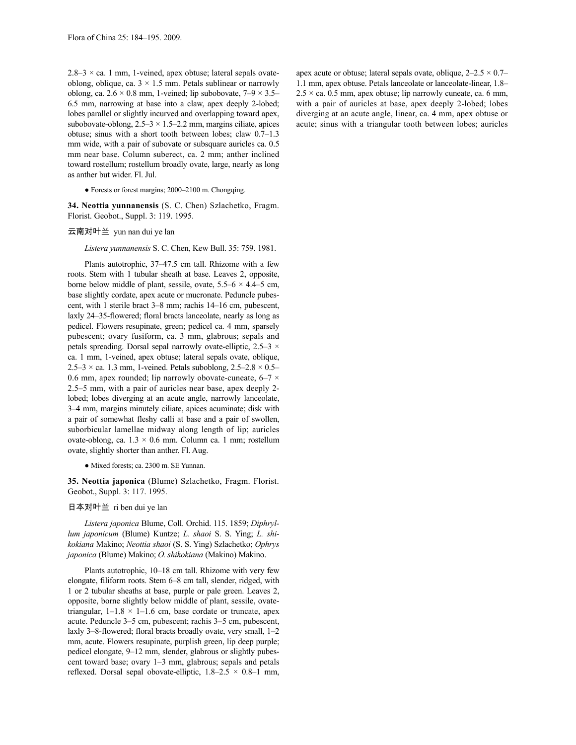2.8–3 × ca. 1 mm, 1-veined, apex obtuse; lateral sepals ovate-oblong, oblique, ca. 3 × 1.5 mm. Petals sublinear or narrowly oblong, ca. 2.6 × 0.8 mm, 1-veined; lip subobovate, 7–9 × 3.5–6.5 mm, narrowing at base into a claw, apex deeply 2-lobed; lobes parallel or slightly incurved and overlapping toward apex, subobovate-oblong, 2.5–3 × 1.5–2.2 mm, margins ciliate, apices obtuse; sinus with a short tooth between lobes; claw 0.7–1.3 mm wide, with a pair of subovate or subsquare auricles ca. 0.5 mm near base. Column suberect, ca. 2 mm; anther inclined toward rostellum; rostellum broadly ovate, large, nearly as long as anther but wider. Fl. Jul.

● Forests or forest margins; 2000–2100 m. Chongqing.

**34. Neottia yunnanensis** (S. C. Chen) Szlachetko, Fragm. Florist. Geobot., Suppl. 3: 119. 1995.

云南对叶兰 yun nan dui ye lan

*Listera yunnanensis* S. C. Chen, Kew Bull. 35: 759. 1981.

Plants autotrophic, 37–47.5 cm tall. Rhizome with a few roots. Stem with 1 tubular sheath at base. Leaves 2, opposite, borne below middle of plant, sessile, ovate, 5.5–6 × 4.4–5 cm, base slightly cordate, apex acute or mucronate. Peduncle pubescent, with 1 sterile bract 3–8 mm; rachis 14–16 cm, pubescent, laxly 24–35-flowered; floral bracts lanceolate, nearly as long as pedicel. Flowers resupinate, green; pedicel ca. 4 mm, sparsely pubescent; ovary fusiform, ca. 3 mm, glabrous; sepals and petals spreading. Dorsal sepal narrowly ovate-elliptic, 2.5–3 × ca. 1 mm, 1-veined, apex obtuse; lateral sepals ovate, oblique, 2.5–3 × ca. 1.3 mm, 1-veined. Petals suboblong, 2.5–2.8 × 0.5–0.6 mm, apex rounded; lip narrowly obovate-cuneate, 6–7 × 2.5–5 mm, with a pair of auricles near base, apex deeply 2-lobed; lobes diverging at an acute angle, narrowly lanceolate, 3–4 mm, margins minutely ciliate, apices acuminate; disk with a pair of somewhat fleshy calli at base and a pair of swollen, suborbicular lamellae midway along length of lip; auricles ovate-oblong, ca. 1.3 × 0.6 mm. Column ca. 1 mm; rostellum ovate, slightly shorter than anther. Fl. Aug.

● Mixed forests; ca. 2300 m. SE Yunnan.

**35. Neottia japonica** (Blume) Szlachetko, Fragm. Florist. Geobot., Suppl. 3: 117. 1995.

日本对叶兰 ri ben dui ye lan

*Listera japonica* Blume, Coll. Orchid. 115. 1859; *Diphryllum japonicum* (Blume) Kuntze; *L. shaoi* S. S. Ying; *L. shikokiana* Makino; *Neottia shaoi* (S. S. Ying) Szlachetko; *Ophrys japonica* (Blume) Makino; *O. shikokiana* (Makino) Makino.

Plants autotrophic, 10–18 cm tall. Rhizome with very few elongate, filiform roots. Stem 6–8 cm tall, slender, ridged, with 1 or 2 tubular sheaths at base, purple or pale green. Leaves 2, opposite, borne slightly below middle of plant, sessile, ovate-triangular, 1–1.8 × 1–1.6 cm, base cordate or truncate, apex acute. Peduncle 3–5 cm, pubescent; rachis 3–5 cm, pubescent, laxly 3–8-flowered; floral bracts broadly ovate, very small, 1–2 mm, acute. Flowers resupinate, purplish green, lip deep purple; pedicel elongate, 9–12 mm, slender, glabrous or slightly pubescent toward base; ovary 1–3 mm, glabrous; sepals and petals reflexed. Dorsal sepal obovate-elliptic, 1.8–2.5 × 0.8–1 mm, apex acute or obtuse; lateral sepals ovate, oblique, 2–2.5 × 0.7–1.1 mm, apex obtuse. Petals lanceolate or lanceolate-linear, 1.8–2.5 × ca. 0.5 mm, apex obtuse; lip narrowly cuneate, ca. 6 mm, with a pair of auricles at base, apex deeply 2-lobed; lobes diverging at an acute angle, linear, ca. 4 mm, apex obtuse or acute; sinus with a triangular tooth between lobes; auricles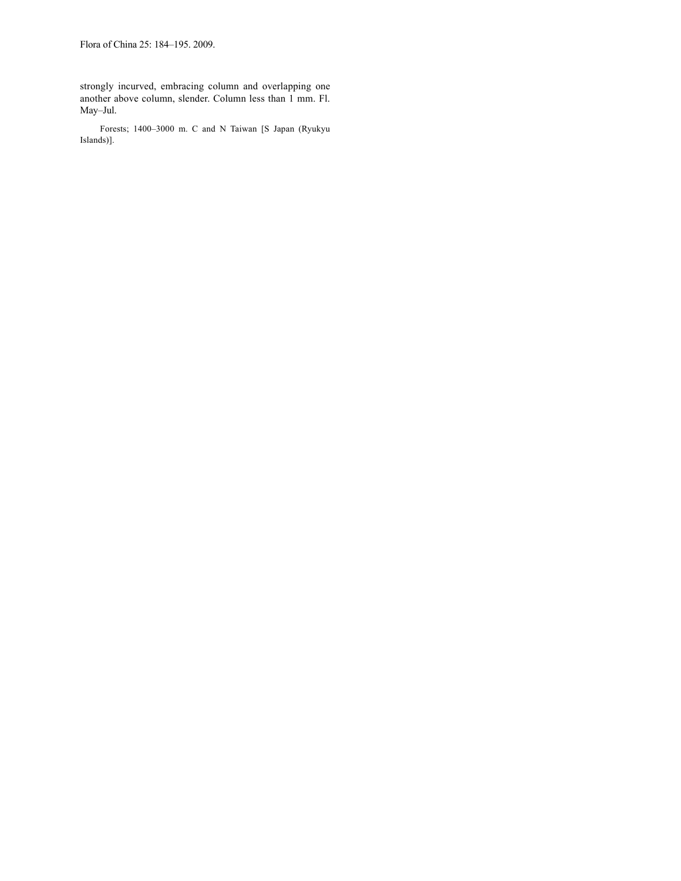strongly incurved, embracing column and overlapping one another above column, slender. Column less than 1 mm. Fl. May–Jul.

Forests; 1400–3000 m. C and N Taiwan [S Japan (Ryukyu Islands)].